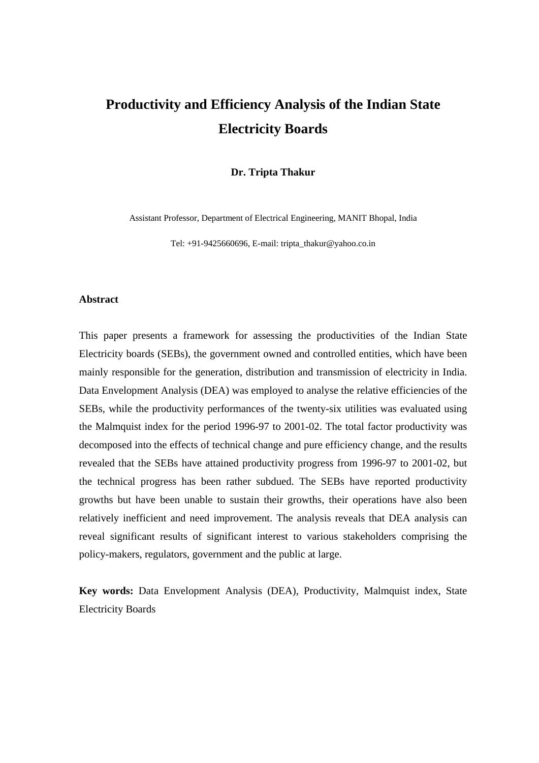# Productivity and Efficiency Analysis of the Indian State Electricity Boards

**Dr. Tripta Thakur**

Assistant Professor, Department of Electrical Engineering, MANIT Bhopal, India

Tel: +91-9425660696, E-mail: tripta_thakur@yahoo.co.in

## Abstract

This paper presents a framework for assessing the productivities of the Indian State Electricity boards (SEBs), the government owned and controlled entities, which have been mainly responsible for the generation, distribution and transmission of electricity in India. Data Envelopment Analysis (DEA) was employed to analyse the relative efficiencies of the SEBs, while the productivity performances of the twenty-six utilities was evaluated using the Malmquist index for the period 1996-97 to 2001-02. The total factor productivity was decomposed into the effects of technical change and pure efficiency change, and the results revealed that the SEBs have attained productivity progress from 1996-97 to 2001-02, but the technical progress has been rather subdued. The SEBs have reported productivity growths but have been unable to sustain their growths, their operations have also been relatively inefficient and need improvement. The analysis reveals that DEA analysis can reveal significant results of significant interest to various stakeholders comprising the policy-makers, regulators, government and the public at large.

**Key words:** Data Envelopment Analysis (DEA), Productivity, Malmquist index, State Electricity Boards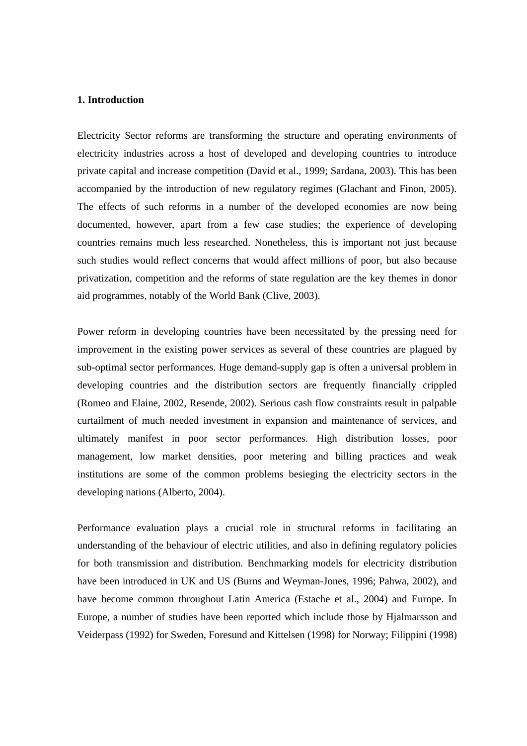**1. Introduction**

Electricity Sector reforms are transforming the structure and operating environments of electricity industries across a host of developed and developing countries to introduce private capital and increase competition (David et al., 1999; Sardana, 2003). This has been accompanied by the introduction of new regulatory regimes (Glachant and Finon, 2005). The effects of such reforms in a number of the developed economies are now being documented, however, apart from a few case studies; the experience of developing countries remains much less researched. Nonetheless, this is important not just because such studies would reflect concerns that would affect millions of poor, but also because privatization, competition and the reforms of state regulation are the key themes in donor aid programmes, notably of the World Bank (Clive, 2003).

Power reform in developing countries have been necessitated by the pressing need for improvement in the existing power services as several of these countries are plagued by sub-optimal sector performances. Huge demand-supply gap is often a universal problem in developing countries and the distribution sectors are frequently financially crippled (Romeo and Elaine, 2002, Resende, 2002). Serious cash flow constraints result in palpable curtailment of much needed investment in expansion and maintenance of services, and ultimately manifest in poor sector performances. High distribution losses, poor management, low market densities, poor metering and billing practices and weak institutions are some of the common problems besieging the electricity sectors in the developing nations (Alberto, 2004).

Performance evaluation plays a crucial role in structural reforms in facilitating an understanding of the behaviour of electric utilities, and also in defining regulatory policies for both transmission and distribution. Benchmarking models for electricity distribution have been introduced in UK and US (Burns and Weyman-Jones, 1996; Pahwa, 2002), and have become common throughout Latin America (Estache et al., 2004) and Europe. In Europe, a number of studies have been reported which include those by Hjalmarsson and Veiderpass (1992) for Sweden, Foresund and Kittelsen (1998) for Norway; Filippini (1998)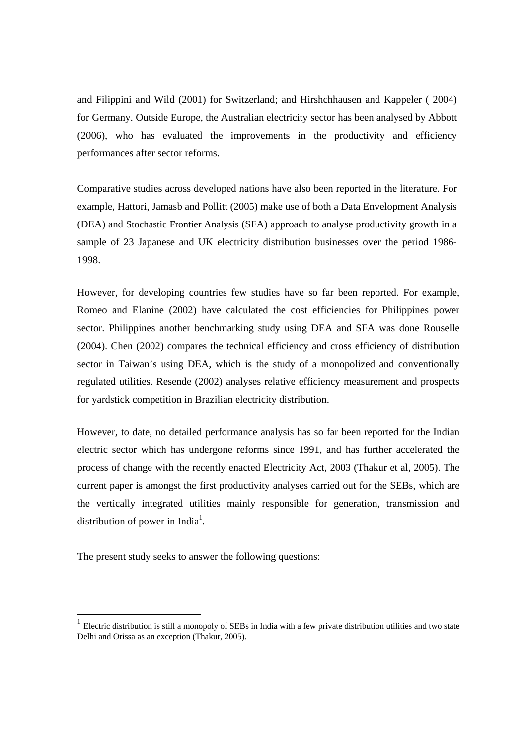and Filippini and Wild (2001) for Switzerland; and Hirshchhausen and Kappeler ( 2004) for Germany. Outside Europe, the Australian electricity sector has been analysed by Abbott (2006), who has evaluated the improvements in the productivity and efficiency performances after sector reforms.

Comparative studies across developed nations have also been reported in the literature. For example, Hattori, Jamasb and Pollitt (2005) make use of both a Data Envelopment Analysis (DEA) and Stochastic Frontier Analysis (SFA) approach to analyse productivity growth in a sample of 23 Japanese and UK electricity distribution businesses over the period 1986-1998.

However, for developing countries few studies have so far been reported. For example, Romeo and Elanine (2002) have calculated the cost efficiencies for Philippines power sector. Philippines another benchmarking study using DEA and SFA was done Rouselle (2004). Chen (2002) compares the technical efficiency and cross efficiency of distribution sector in Taiwan's using DEA, which is the study of a monopolized and conventionally regulated utilities. Resende (2002) analyses relative efficiency measurement and prospects for yardstick competition in Brazilian electricity distribution.

However, to date, no detailed performance analysis has so far been reported for the Indian electric sector which has undergone reforms since 1991, and has further accelerated the process of change with the recently enacted Electricity Act, 2003 (Thakur et al, 2005). The current paper is amongst the first productivity analyses carried out for the SEBs, which are the vertically integrated utilities mainly responsible for generation, transmission and distribution of power in India[1].

The present study seeks to answer the following questions:

[1] Electric distribution is still a monopoly of SEBs in India with a few private distribution utilities and two state Delhi and Orissa as an exception (Thakur, 2005).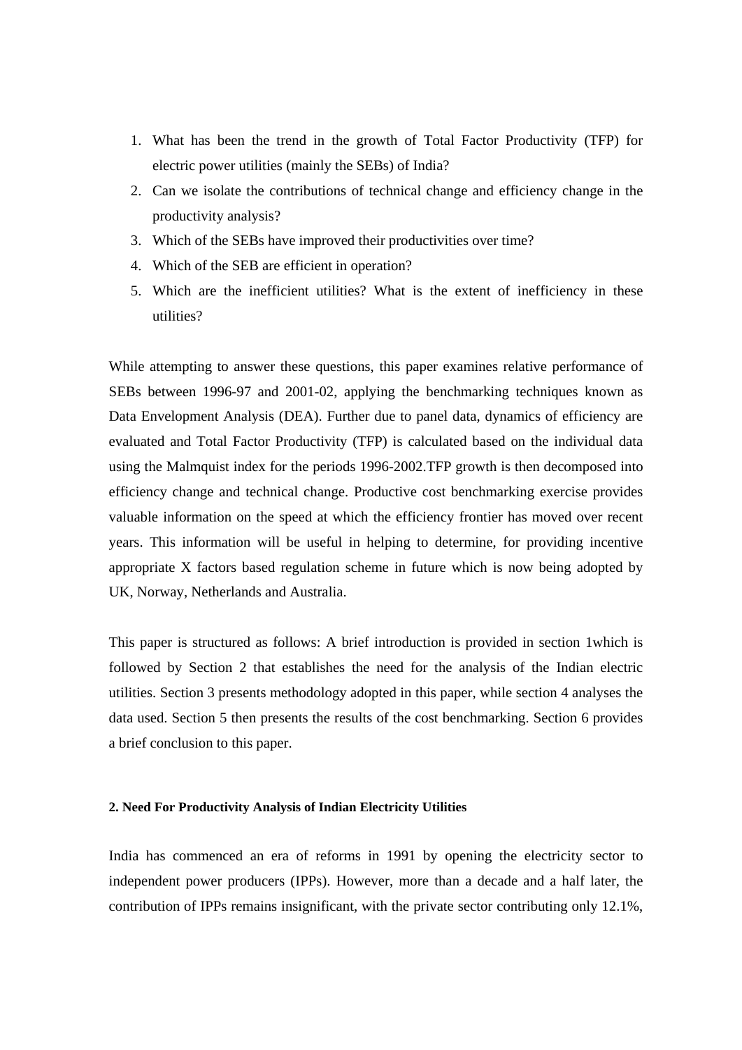1. What has been the trend in the growth of Total Factor Productivity (TFP) for electric power utilities (mainly the SEBs) of India?
2. Can we isolate the contributions of technical change and efficiency change in the productivity analysis?
3. Which of the SEBs have improved their productivities over time?
4. Which of the SEB are efficient in operation?
5. Which are the inefficient utilities? What is the extent of inefficiency in these utilities?

While attempting to answer these questions, this paper examines relative performance of SEBs between 1996-97 and 2001-02, applying the benchmarking techniques known as Data Envelopment Analysis (DEA). Further due to panel data, dynamics of efficiency are evaluated and Total Factor Productivity (TFP) is calculated based on the individual data using the Malmquist index for the periods 1996-2002.TFP growth is then decomposed into efficiency change and technical change. Productive cost benchmarking exercise provides valuable information on the speed at which the efficiency frontier has moved over recent years. This information will be useful in helping to determine, for providing incentive appropriate X factors based regulation scheme in future which is now being adopted by UK, Norway, Netherlands and Australia.

This paper is structured as follows: A brief introduction is provided in section 1which is followed by Section 2 that establishes the need for the analysis of the Indian electric utilities. Section 3 presents methodology adopted in this paper, while section 4 analyses the data used. Section 5 then presents the results of the cost benchmarking. Section 6 provides a brief conclusion to this paper.

#### 2. Need For Productivity Analysis of Indian Electricity Utilities

India has commenced an era of reforms in 1991 by opening the electricity sector to independent power producers (IPPs). However, more than a decade and a half later, the contribution of IPPs remains insignificant, with the private sector contributing only 12.1%,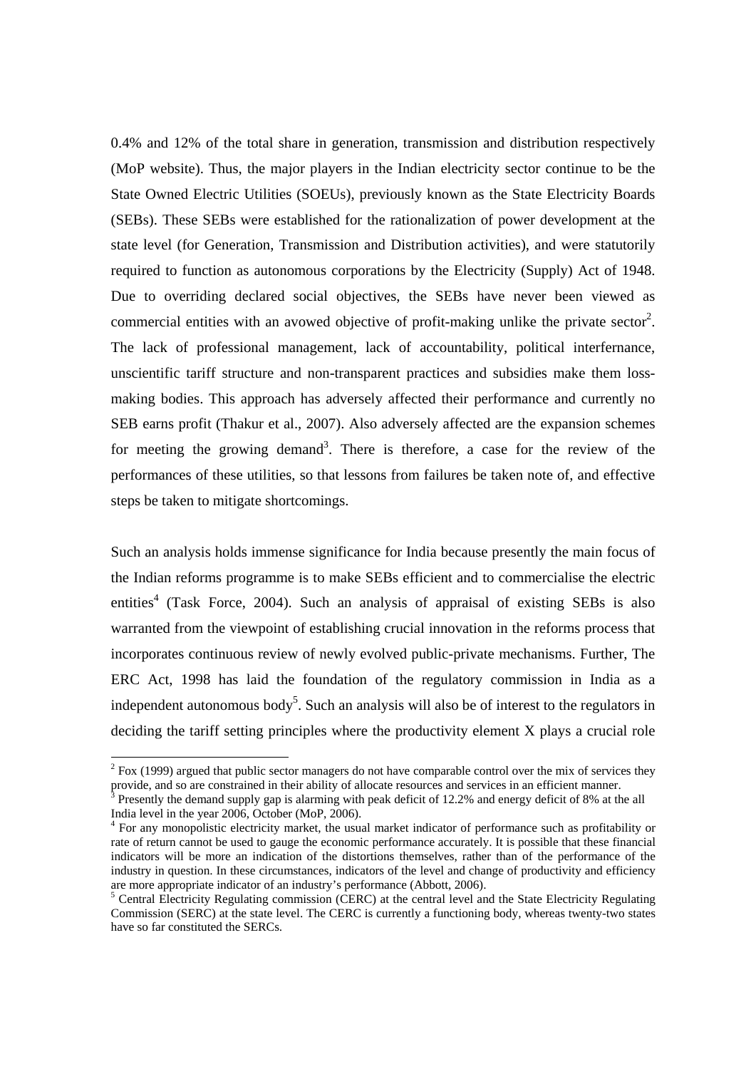0.4% and 12% of the total share in generation, transmission and distribution respectively (MoP website). Thus, the major players in the Indian electricity sector continue to be the State Owned Electric Utilities (SOEUs), previously known as the State Electricity Boards (SEBs). These SEBs were established for the rationalization of power development at the state level (for Generation, Transmission and Distribution activities), and were statutorily required to function as autonomous corporations by the Electricity (Supply) Act of 1948. Due to overriding declared social objectives, the SEBs have never been viewed as commercial entities with an avowed objective of profit-making unlike the private sector[2]. The lack of professional management, lack of accountability, political interfernance, unscientific tariff structure and non-transparent practices and subsidies make them loss-making bodies. This approach has adversely affected their performance and currently no SEB earns profit (Thakur et al., 2007). Also adversely affected are the expansion schemes for meeting the growing demand[3]. There is therefore, a case for the review of the performances of these utilities, so that lessons from failures be taken note of, and effective steps be taken to mitigate shortcomings.

Such an analysis holds immense significance for India because presently the main focus of the Indian reforms programme is to make SEBs efficient and to commercialise the electric entities[4] (Task Force, 2004). Such an analysis of appraisal of existing SEBs is also warranted from the viewpoint of establishing crucial innovation in the reforms process that incorporates continuous review of newly evolved public-private mechanisms. Further, The ERC Act, 1998 has laid the foundation of the regulatory commission in India as a independent autonomous body[5]. Such an analysis will also be of interest to the regulators in deciding the tariff setting principles where the productivity element X plays a crucial role

---

[2] Fox (1999) argued that public sector managers do not have comparable control over the mix of services they provide, and so are constrained in their ability of allocate resources and services in an efficient manner.

[3] Presently the demand supply gap is alarming with peak deficit of 12.2% and energy deficit of 8% at the all India level in the year 2006, October (MoP, 2006).

[4] For any monopolistic electricity market, the usual market indicator of performance such as profitability or rate of return cannot be used to gauge the economic performance accurately. It is possible that these financial indicators will be more an indication of the distortions themselves, rather than of the performance of the industry in question. In these circumstances, indicators of the level and change of productivity and efficiency are more appropriate indicator of an industry's performance (Abbott, 2006).

[5] Central Electricity Regulating commission (CERC) at the central level and the State Electricity Regulating Commission (SERC) at the state level. The CERC is currently a functioning body, whereas twenty-two states have so far constituted the SERCs.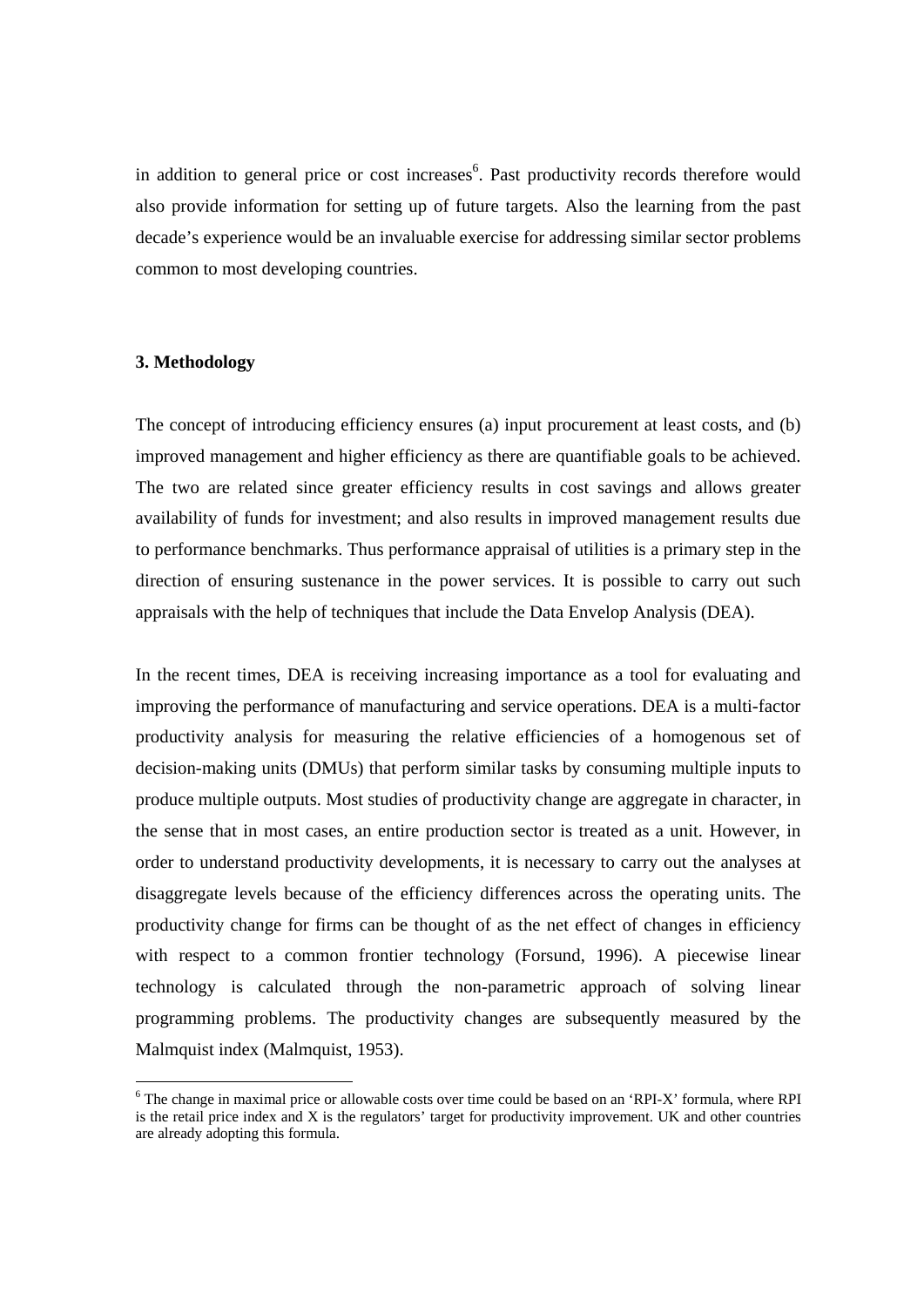in addition to general price or cost increases[6]. Past productivity records therefore would also provide information for setting up of future targets. Also the learning from the past decade's experience would be an invaluable exercise for addressing similar sector problems common to most developing countries.

### 3. Methodology

The concept of introducing efficiency ensures (a) input procurement at least costs, and (b) improved management and higher efficiency as there are quantifiable goals to be achieved. The two are related since greater efficiency results in cost savings and allows greater availability of funds for investment; and also results in improved management results due to performance benchmarks. Thus performance appraisal of utilities is a primary step in the direction of ensuring sustenance in the power services. It is possible to carry out such appraisals with the help of techniques that include the Data Envelop Analysis (DEA).

In the recent times, DEA is receiving increasing importance as a tool for evaluating and improving the performance of manufacturing and service operations. DEA is a multi-factor productivity analysis for measuring the relative efficiencies of a homogenous set of decision-making units (DMUs) that perform similar tasks by consuming multiple inputs to produce multiple outputs. Most studies of productivity change are aggregate in character, in the sense that in most cases, an entire production sector is treated as a unit. However, in order to understand productivity developments, it is necessary to carry out the analyses at disaggregate levels because of the efficiency differences across the operating units. The productivity change for firms can be thought of as the net effect of changes in efficiency with respect to a common frontier technology (Forsund, 1996). A piecewise linear technology is calculated through the non-parametric approach of solving linear programming problems. The productivity changes are subsequently measured by the Malmquist index (Malmquist, 1953).

---

[6] The change in maximal price or allowable costs over time could be based on an 'RPI-X' formula, where RPI is the retail price index and X is the regulators' target for productivity improvement. UK and other countries are already adopting this formula.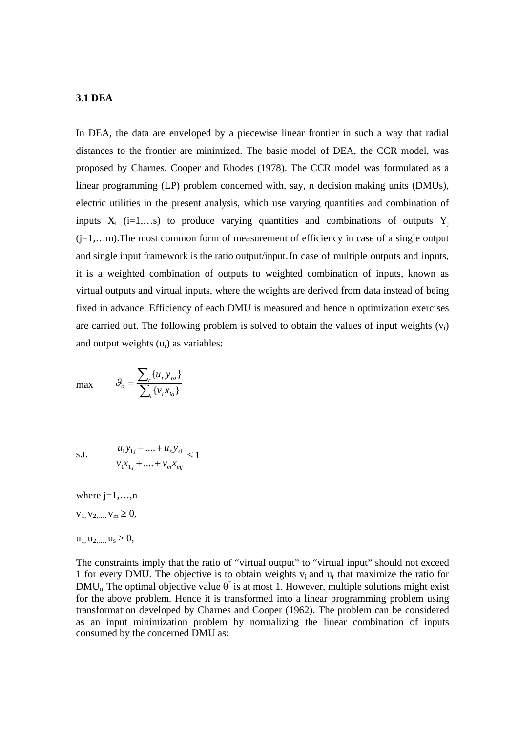### 3.1 DEA

In DEA, the data are enveloped by a piecewise linear frontier in such a way that radial distances to the frontier are minimized. The basic model of DEA, the CCR model, was proposed by Charnes, Cooper and Rhodes (1978). The CCR model was formulated as a linear programming (LP) problem concerned with, say, n decision making units (DMUs), electric utilities in the present analysis, which use varying quantities and combination of inputs $X_i$ (i=1,…s) to produce varying quantities and combinations of outputs $Y_j$ (j=1,…m).The most common form of measurement of efficiency in case of a single output and single input framework is the ratio output/input. In case of multiple outputs and inputs, it is a weighted combination of outputs to weighted combination of inputs, known as virtual outputs and virtual inputs, where the weights are derived from data instead of being fixed in advance. Efficiency of each DMU is measured and hence n optimization exercises are carried out. The following problem is solved to obtain the values of input weights ($v_i$) and output weights ($u_r$) as variables:

$$\max \qquad \vartheta_o = \frac{\sum_r \{u_r y_{ro}\}}{\sum_i \{v_i x_{io}\}}$$

$$\text{s.t.} \qquad \frac{u_1 y_{1j} + .... + u_s y_{sj}}{v_1 x_{1j} + .... + v_m x_{mj}} \leq 1$$

where j=1,…,n

$v_1, v_2, \ldots v_m \geq 0,$

$u_1, u_2, \ldots u_s \geq 0,$

The constraints imply that the ratio of "virtual output" to "virtual input" should not exceed 1 for every DMU. The objective is to obtain weights $v_i$ and $u_r$ that maximize the ratio for $DMU_o$. The optimal objective value $\theta^*$ is at most 1. However, multiple solutions might exist for the above problem. Hence it is transformed into a linear programming problem using transformation developed by Charnes and Cooper (1962). The problem can be considered as an input minimization problem by normalizing the linear combination of inputs consumed by the concerned DMU as: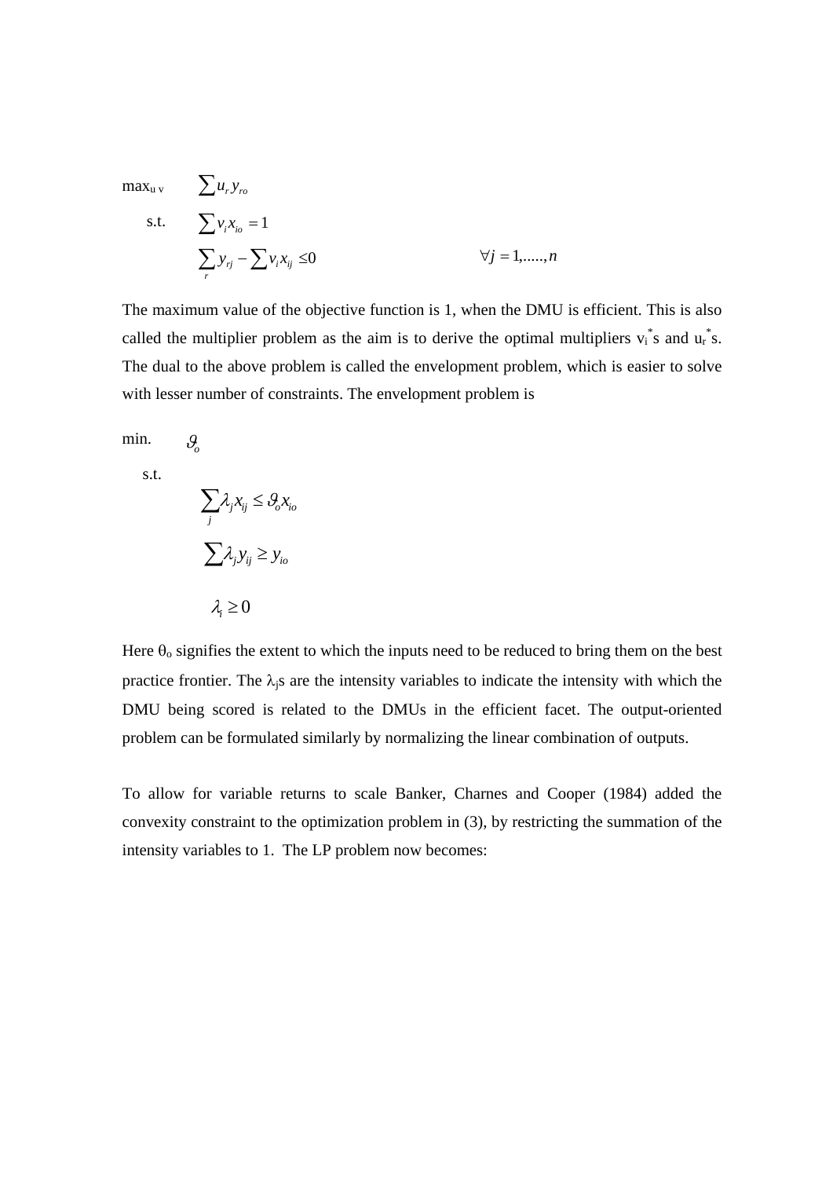$$
\begin{aligned}
\max_{u\,v} \quad & \sum u_r y_{ro} \\
\text{s.t.} \quad & \sum v_i x_{io} = 1 \\
& \sum_r y_{rj} - \sum v_i x_{ij} \leq 0 \qquad\qquad \forall j = 1,\ldots\ldots,n
\end{aligned}
$$

The maximum value of the objective function is 1, when the DMU is efficient. This is also called the multiplier problem as the aim is to derive the optimal multipliers $v_i^*$s and $u_r^*$s. The dual to the above problem is called the envelopment problem, which is easier to solve with lesser number of constraints. The envelopment problem is

$$
\begin{aligned}
\min. \quad & \vartheta_o \\
\text{s.t.} \quad & \\
& \sum_j \lambda_j x_{ij} \leq \vartheta_o x_{io} \\
& \sum \lambda_j y_{ij} \geq y_{io} \\
& \lambda_i \geq 0
\end{aligned}
$$

Here $\theta_o$ signifies the extent to which the inputs need to be reduced to bring them on the best practice frontier. The $\lambda_j$s are the intensity variables to indicate the intensity with which the DMU being scored is related to the DMUs in the efficient facet. The output-oriented problem can be formulated similarly by normalizing the linear combination of outputs.

To allow for variable returns to scale Banker, Charnes and Cooper (1984) added the convexity constraint to the optimization problem in (3), by restricting the summation of the intensity variables to 1. The LP problem now becomes: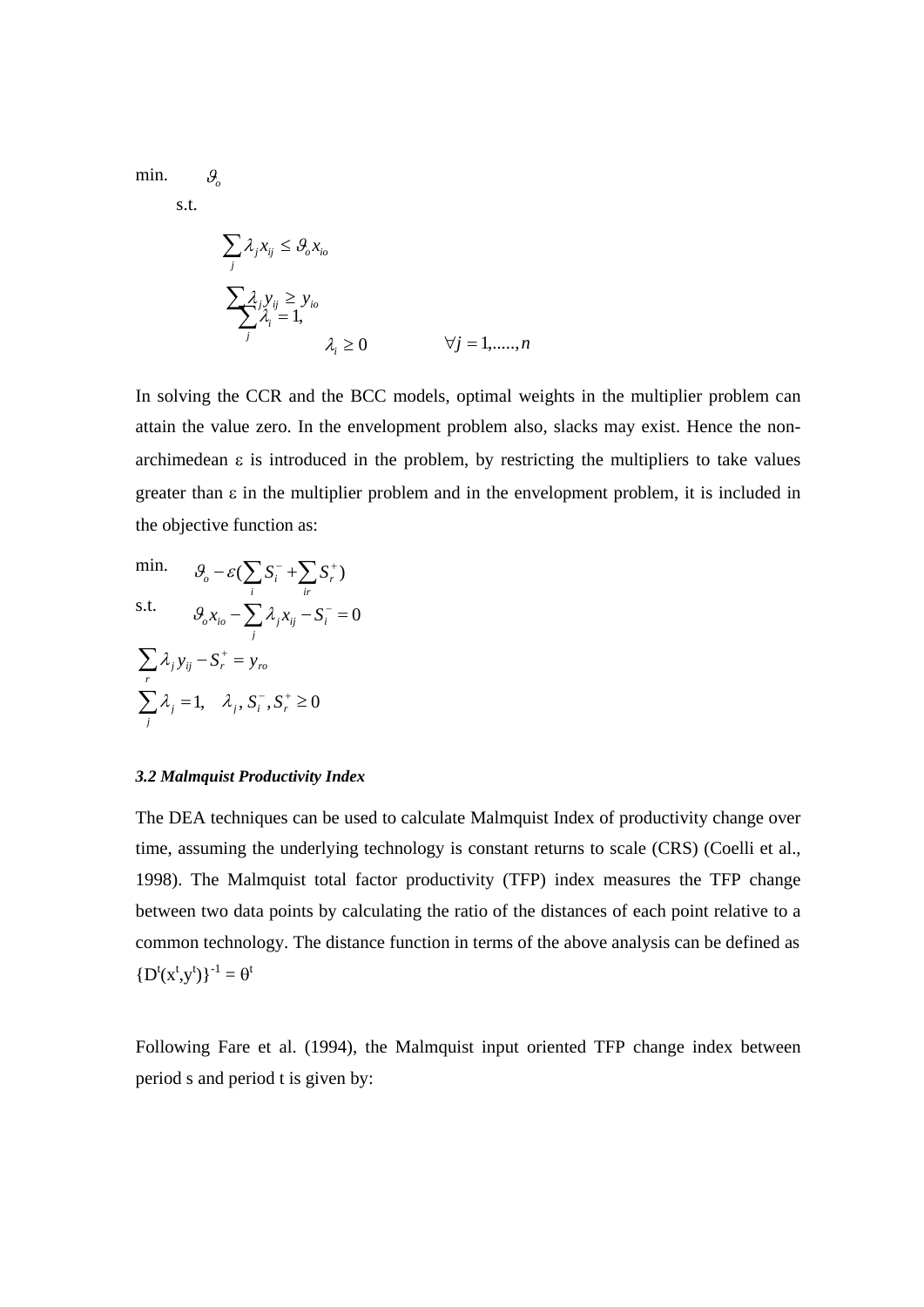$$
\begin{aligned}
\text{min.} \quad & \vartheta_o \\
\text{s.t.} \quad & \\
& \sum_j \lambda_j x_{ij} \le \vartheta_o x_{io} \\
& \sum_j \lambda_j y_{ij} \ge y_{io} \\
& \sum_j \lambda_i = 1, \\
& \lambda_i \ge 0 \qquad \forall j = 1,.....,n
\end{aligned}
$$

In solving the CCR and the BCC models, optimal weights in the multiplier problem can attain the value zero. In the envelopment problem also, slacks may exist. Hence the non-archimedean ε is introduced in the problem, by restricting the multipliers to take values greater than ε in the multiplier problem and in the envelopment problem, it is included in the objective function as:

$$
\begin{aligned}
\text{min.} \quad & \vartheta_o - \varepsilon\left(\sum_i S_i^- + \sum_{ir} S_r^+\right) \\
\text{s.t.} \quad & \vartheta_o x_{io} - \sum_j \lambda_j x_{ij} - S_i^- = 0 \\
& \sum_r \lambda_j y_{ij} - S_r^+ = y_{ro} \\
& \sum_j \lambda_j = 1, \quad \lambda_j, S_i^-, S_r^+ \ge 0
\end{aligned}
$$

### *3.2 Malmquist Productivity Index*

The DEA techniques can be used to calculate Malmquist Index of productivity change over time, assuming the underlying technology is constant returns to scale (CRS) (Coelli et al., 1998). The Malmquist total factor productivity (TFP) index measures the TFP change between two data points by calculating the ratio of the distances of each point relative to a common technology. The distance function in terms of the above analysis can be defined as $\{D^t(x^t,y^t)\}^{-1} = \theta^t$

Following Fare et al. (1994), the Malmquist input oriented TFP change index between period s and period t is given by: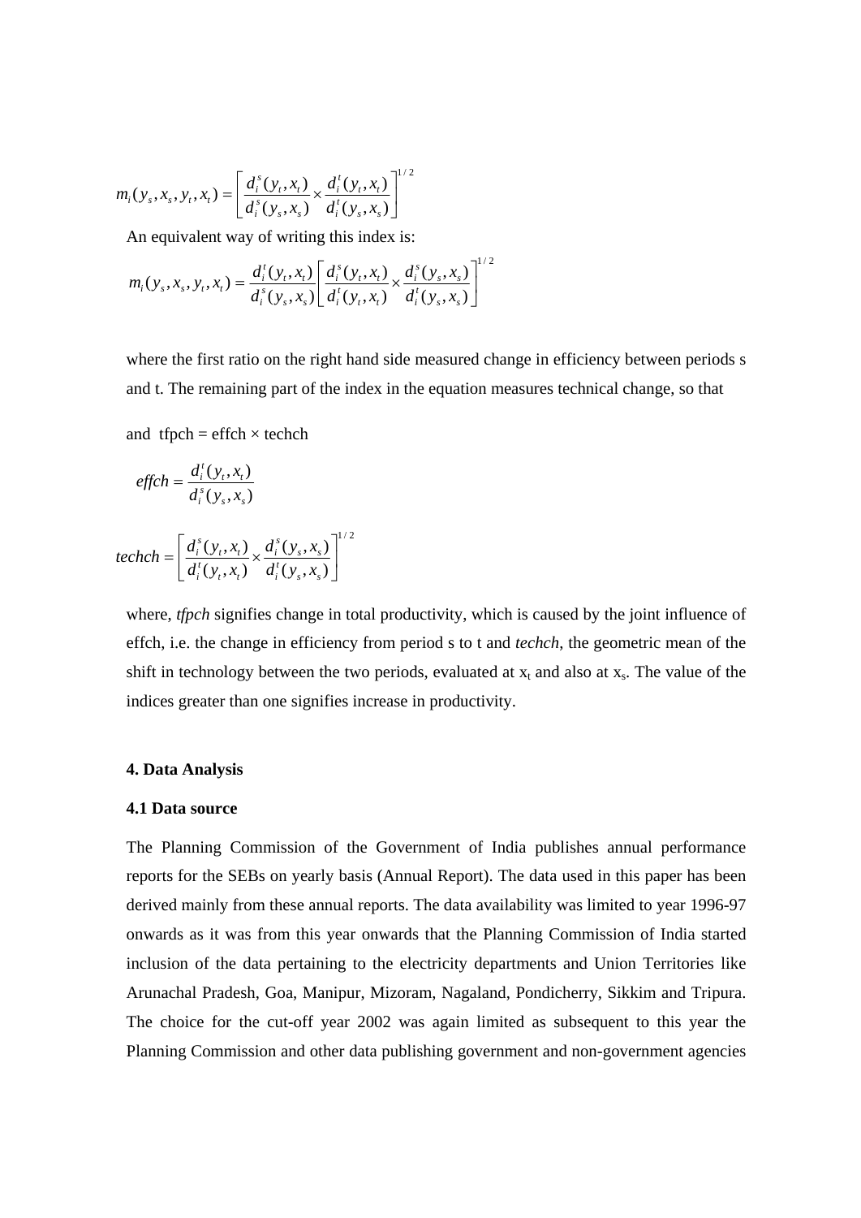$$m_i(y_s, x_s, y_t, x_t) = \left[ \frac{d_i^s(y_t, x_t)}{d_i^s(y_s, x_s)} \times \frac{d_i^t(y_t, x_t)}{d_i^t(y_s, x_s)} \right]^{1/2}$$

An equivalent way of writing this index is:

$$m_i(y_s, x_s, y_t, x_t) = \frac{d_i^t(y_t, x_t)}{d_i^s(y_s, x_s)} \left[ \frac{d_i^s(y_t, x_t)}{d_i^t(y_t, x_t)} \times \frac{d_i^s(y_s, x_s)}{d_i^t(y_s, x_s)} \right]^{1/2}$$

where the first ratio on the right hand side measured change in efficiency between periods s and t. The remaining part of the index in the equation measures technical change, so that

and tfpch = effch × techch

$$effch = \frac{d_i^t(y_t, x_t)}{d_i^s(y_s, x_s)}$$

$$techch = \left[ \frac{d_i^s(y_t, x_t)}{d_i^t(y_t, x_t)} \times \frac{d_i^s(y_s, x_s)}{d_i^t(y_s, x_s)} \right]^{1/2}$$

where, *tfpch* signifies change in total productivity, which is caused by the joint influence of effch, i.e. the change in efficiency from period s to t and *techch*, the geometric mean of the shift in technology between the two periods, evaluated at $x_t$ and also at $x_s$. The value of the indices greater than one signifies increase in productivity.

## 4. Data Analysis

### 4.1 Data source

The Planning Commission of the Government of India publishes annual performance reports for the SEBs on yearly basis (Annual Report). The data used in this paper has been derived mainly from these annual reports. The data availability was limited to year 1996-97 onwards as it was from this year onwards that the Planning Commission of India started inclusion of the data pertaining to the electricity departments and Union Territories like Arunachal Pradesh, Goa, Manipur, Mizoram, Nagaland, Pondicherry, Sikkim and Tripura. The choice for the cut-off year 2002 was again limited as subsequent to this year the Planning Commission and other data publishing government and non-government agencies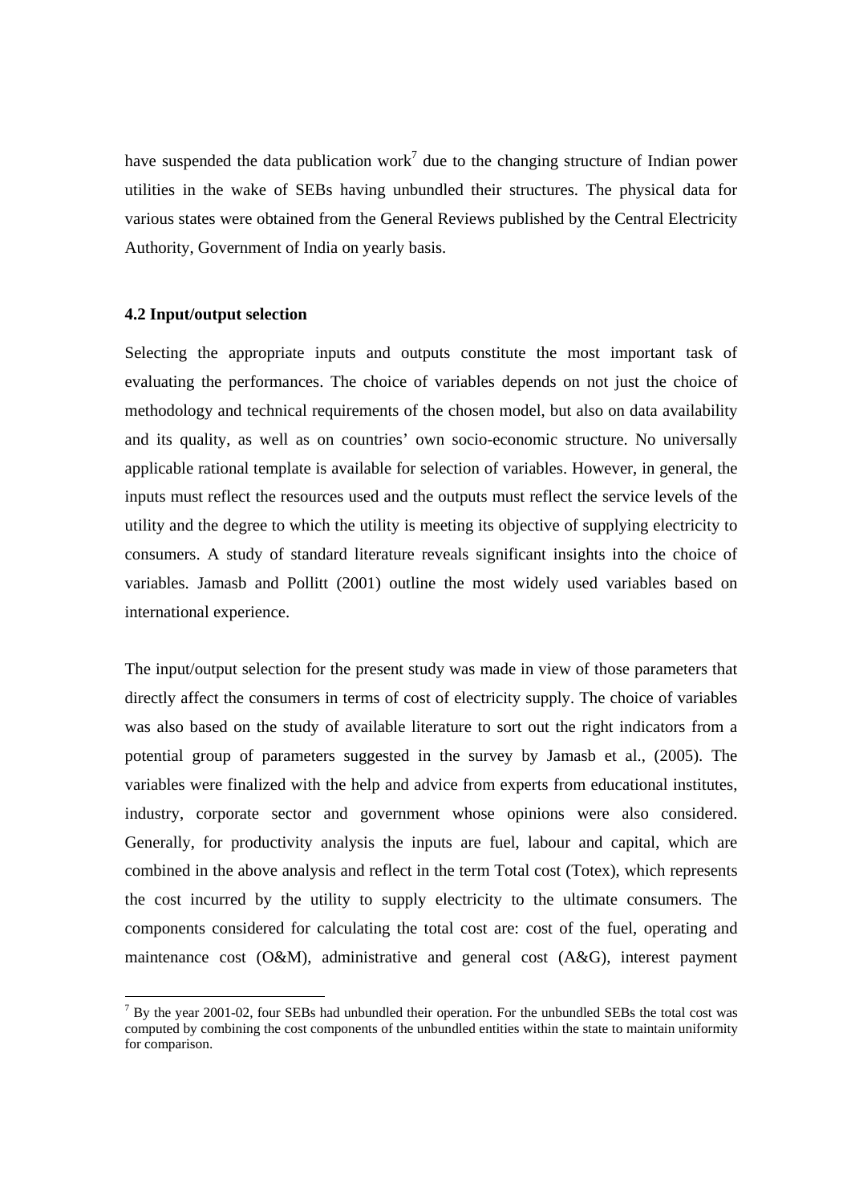have suspended the data publication work[7] due to the changing structure of Indian power utilities in the wake of SEBs having unbundled their structures. The physical data for various states were obtained from the General Reviews published by the Central Electricity Authority, Government of India on yearly basis.

### 4.2 Input/output selection

Selecting the appropriate inputs and outputs constitute the most important task of evaluating the performances. The choice of variables depends on not just the choice of methodology and technical requirements of the chosen model, but also on data availability and its quality, as well as on countries' own socio-economic structure. No universally applicable rational template is available for selection of variables. However, in general, the inputs must reflect the resources used and the outputs must reflect the service levels of the utility and the degree to which the utility is meeting its objective of supplying electricity to consumers. A study of standard literature reveals significant insights into the choice of variables. Jamasb and Pollitt (2001) outline the most widely used variables based on international experience.

The input/output selection for the present study was made in view of those parameters that directly affect the consumers in terms of cost of electricity supply. The choice of variables was also based on the study of available literature to sort out the right indicators from a potential group of parameters suggested in the survey by Jamasb et al., (2005). The variables were finalized with the help and advice from experts from educational institutes, industry, corporate sector and government whose opinions were also considered. Generally, for productivity analysis the inputs are fuel, labour and capital, which are combined in the above analysis and reflect in the term Total cost (Totex), which represents the cost incurred by the utility to supply electricity to the ultimate consumers. The components considered for calculating the total cost are: cost of the fuel, operating and maintenance cost (O&M), administrative and general cost (A&G), interest payment

[7] By the year 2001-02, four SEBs had unbundled their operation. For the unbundled SEBs the total cost was computed by combining the cost components of the unbundled entities within the state to maintain uniformity for comparison.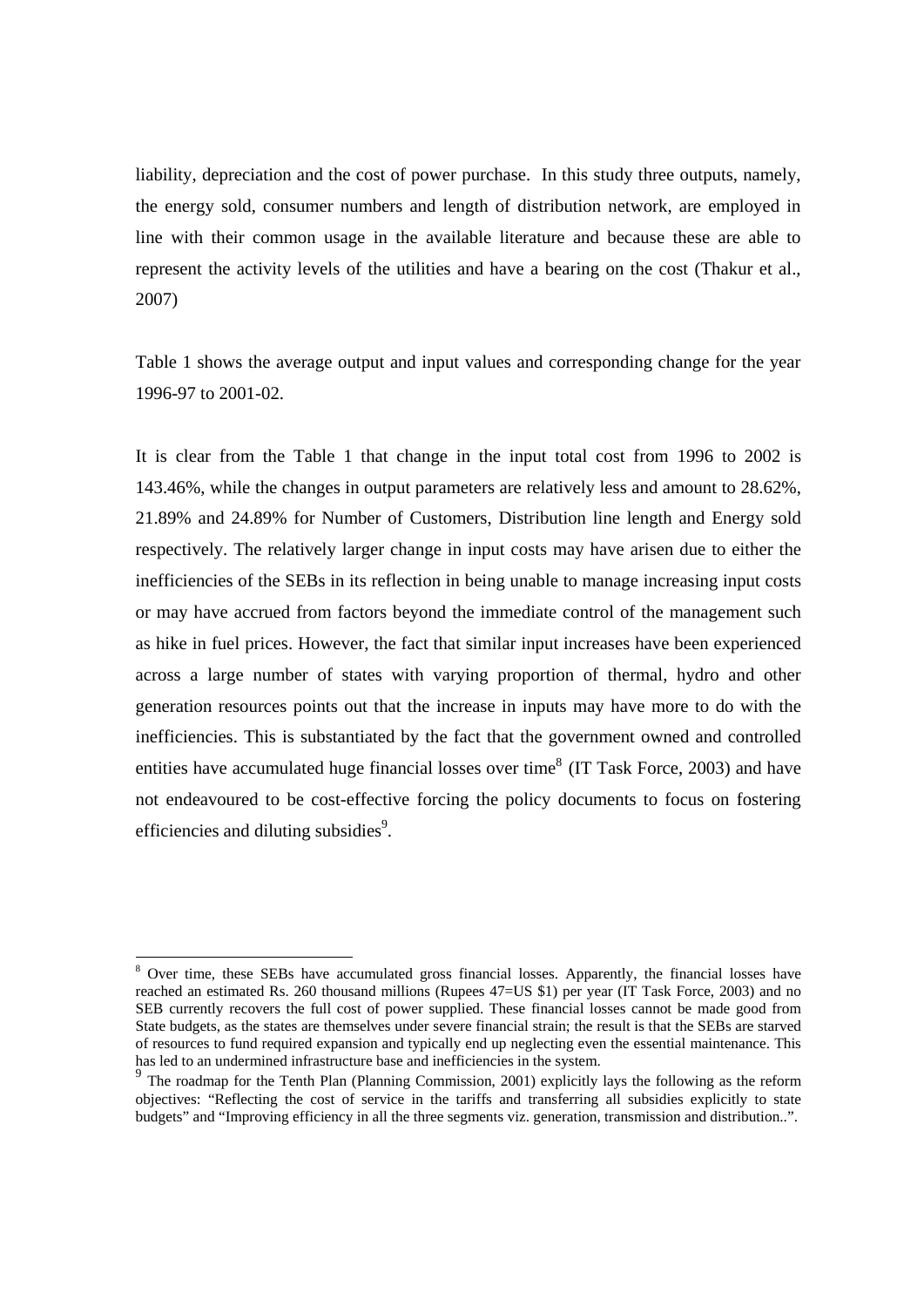liability, depreciation and the cost of power purchase. In this study three outputs, namely, the energy sold, consumer numbers and length of distribution network, are employed in line with their common usage in the available literature and because these are able to represent the activity levels of the utilities and have a bearing on the cost (Thakur et al., 2007)

Table 1 shows the average output and input values and corresponding change for the year 1996-97 to 2001-02.

It is clear from the Table 1 that change in the input total cost from 1996 to 2002 is 143.46%, while the changes in output parameters are relatively less and amount to 28.62%, 21.89% and 24.89% for Number of Customers, Distribution line length and Energy sold respectively. The relatively larger change in input costs may have arisen due to either the inefficiencies of the SEBs in its reflection in being unable to manage increasing input costs or may have accrued from factors beyond the immediate control of the management such as hike in fuel prices. However, the fact that similar input increases have been experienced across a large number of states with varying proportion of thermal, hydro and other generation resources points out that the increase in inputs may have more to do with the inefficiencies. This is substantiated by the fact that the government owned and controlled entities have accumulated huge financial losses over time[8] (IT Task Force, 2003) and have not endeavoured to be cost-effective forcing the policy documents to focus on fostering efficiencies and diluting subsidies[9].

---

[8] Over time, these SEBs have accumulated gross financial losses. Apparently, the financial losses have reached an estimated Rs. 260 thousand millions (Rupees 47=US $1) per year (IT Task Force, 2003) and no SEB currently recovers the full cost of power supplied. These financial losses cannot be made good from State budgets, as the states are themselves under severe financial strain; the result is that the SEBs are starved of resources to fund required expansion and typically end up neglecting even the essential maintenance. This has led to an undermined infrastructure base and inefficiencies in the system.

[9] The roadmap for the Tenth Plan (Planning Commission, 2001) explicitly lays the following as the reform objectives: "Reflecting the cost of service in the tariffs and transferring all subsidies explicitly to state budgets" and "Improving efficiency in all the three segments viz. generation, transmission and distribution..".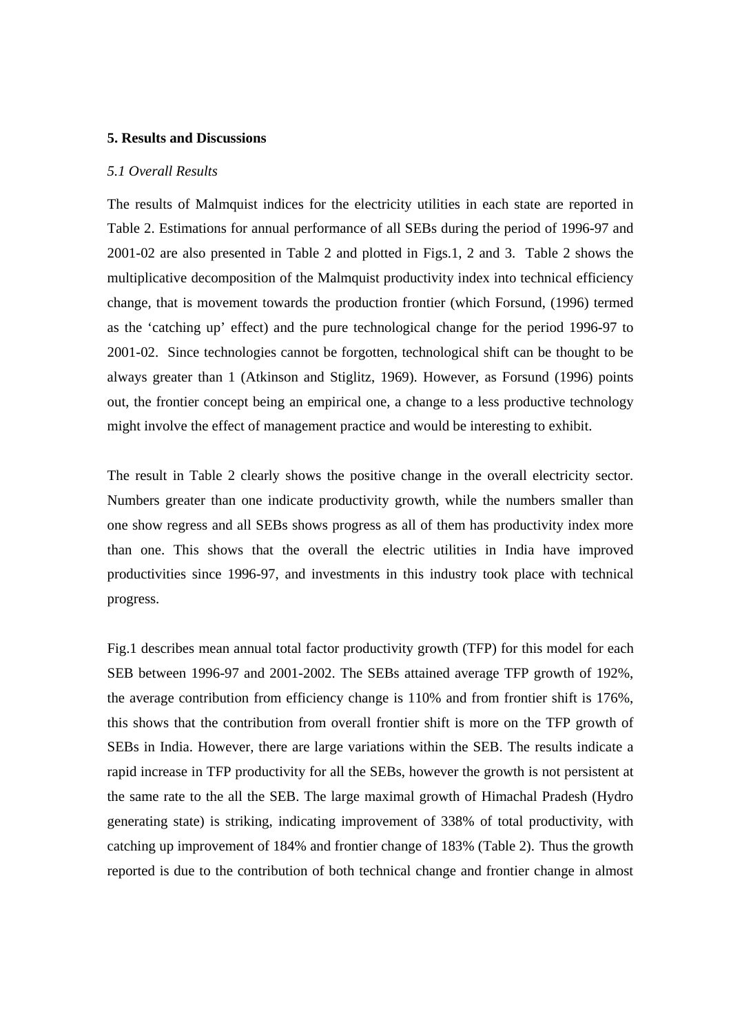**5. Results and Discussions**

*5.1 Overall Results*

The results of Malmquist indices for the electricity utilities in each state are reported in Table 2. Estimations for annual performance of all SEBs during the period of 1996-97 and 2001-02 are also presented in Table 2 and plotted in Figs.1, 2 and 3. Table 2 shows the multiplicative decomposition of the Malmquist productivity index into technical efficiency change, that is movement towards the production frontier (which Forsund, (1996) termed as the 'catching up' effect) and the pure technological change for the period 1996-97 to 2001-02. Since technologies cannot be forgotten, technological shift can be thought to be always greater than 1 (Atkinson and Stiglitz, 1969). However, as Forsund (1996) points out, the frontier concept being an empirical one, a change to a less productive technology might involve the effect of management practice and would be interesting to exhibit.

The result in Table 2 clearly shows the positive change in the overall electricity sector. Numbers greater than one indicate productivity growth, while the numbers smaller than one show regress and all SEBs shows progress as all of them has productivity index more than one. This shows that the overall the electric utilities in India have improved productivities since 1996-97, and investments in this industry took place with technical progress.

Fig.1 describes mean annual total factor productivity growth (TFP) for this model for each SEB between 1996-97 and 2001-2002. The SEBs attained average TFP growth of 192%, the average contribution from efficiency change is 110% and from frontier shift is 176%, this shows that the contribution from overall frontier shift is more on the TFP growth of SEBs in India. However, there are large variations within the SEB. The results indicate a rapid increase in TFP productivity for all the SEBs, however the growth is not persistent at the same rate to the all the SEB. The large maximal growth of Himachal Pradesh (Hydro generating state) is striking, indicating improvement of 338% of total productivity, with catching up improvement of 184% and frontier change of 183% (Table 2). Thus the growth reported is due to the contribution of both technical change and frontier change in almost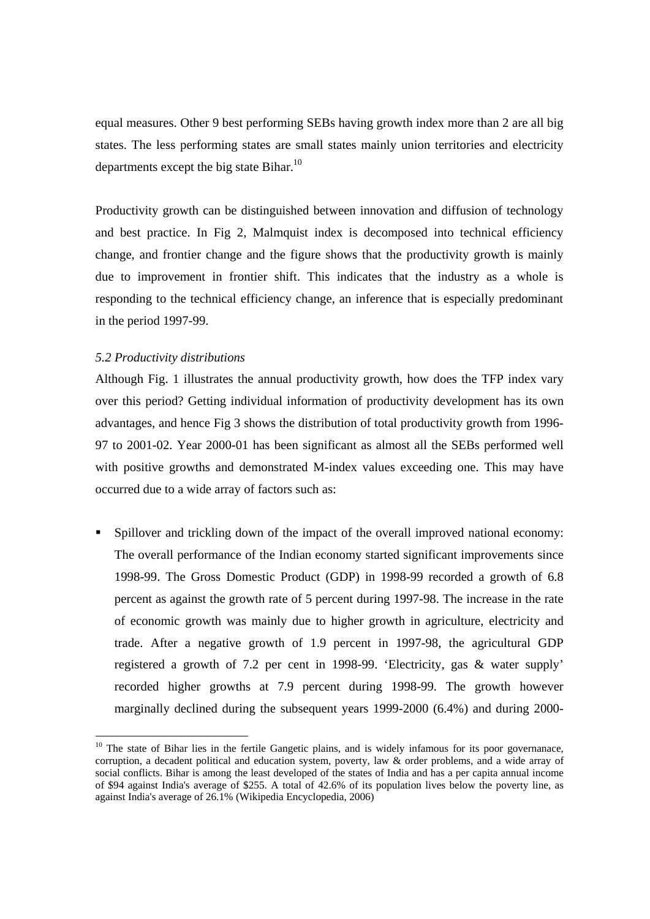equal measures. Other 9 best performing SEBs having growth index more than 2 are all big states. The less performing states are small states mainly union territories and electricity departments except the big state Bihar.[10]

Productivity growth can be distinguished between innovation and diffusion of technology and best practice. In Fig 2, Malmquist index is decomposed into technical efficiency change, and frontier change and the figure shows that the productivity growth is mainly due to improvement in frontier shift. This indicates that the industry as a whole is responding to the technical efficiency change, an inference that is especially predominant in the period 1997-99.

*5.2 Productivity distributions*

Although Fig. 1 illustrates the annual productivity growth, how does the TFP index vary over this period? Getting individual information of productivity development has its own advantages, and hence Fig 3 shows the distribution of total productivity growth from 1996-97 to 2001-02. Year 2000-01 has been significant as almost all the SEBs performed well with positive growths and demonstrated M-index values exceeding one. This may have occurred due to a wide array of factors such as:

- Spillover and trickling down of the impact of the overall improved national economy: The overall performance of the Indian economy started significant improvements since 1998-99. The Gross Domestic Product (GDP) in 1998-99 recorded a growth of 6.8 percent as against the growth rate of 5 percent during 1997-98. The increase in the rate of economic growth was mainly due to higher growth in agriculture, electricity and trade. After a negative growth of 1.9 percent in 1997-98, the agricultural GDP registered a growth of 7.2 per cent in 1998-99. 'Electricity, gas & water supply' recorded higher growths at 7.9 percent during 1998-99. The growth however marginally declined during the subsequent years 1999-2000 (6.4%) and during 2000-

[10] The state of Bihar lies in the fertile Gangetic plains, and is widely infamous for its poor governanace, corruption, a decadent political and education system, poverty, law & order problems, and a wide array of social conflicts. Bihar is among the least developed of the states of India and has a per capita annual income of $94 against India's average of $255. A total of 42.6% of its population lives below the poverty line, as against India's average of 26.1% (Wikipedia Encyclopedia, 2006)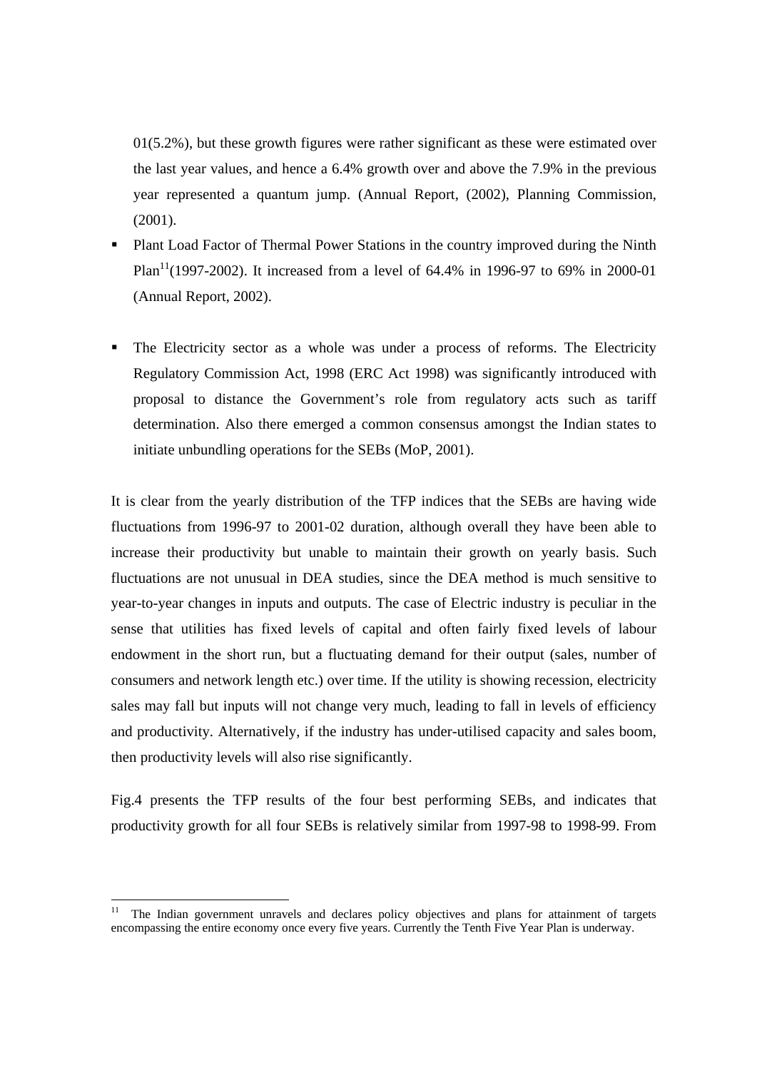01(5.2%), but these growth figures were rather significant as these were estimated over the last year values, and hence a 6.4% growth over and above the 7.9% in the previous year represented a quantum jump. (Annual Report, (2002), Planning Commission, (2001).

- Plant Load Factor of Thermal Power Stations in the country improved during the Ninth Plan[11](1997-2002). It increased from a level of 64.4% in 1996-97 to 69% in 2000-01 (Annual Report, 2002).

- The Electricity sector as a whole was under a process of reforms. The Electricity Regulatory Commission Act, 1998 (ERC Act 1998) was significantly introduced with proposal to distance the Government's role from regulatory acts such as tariff determination. Also there emerged a common consensus amongst the Indian states to initiate unbundling operations for the SEBs (MoP, 2001).

It is clear from the yearly distribution of the TFP indices that the SEBs are having wide fluctuations from 1996-97 to 2001-02 duration, although overall they have been able to increase their productivity but unable to maintain their growth on yearly basis. Such fluctuations are not unusual in DEA studies, since the DEA method is much sensitive to year-to-year changes in inputs and outputs. The case of Electric industry is peculiar in the sense that utilities has fixed levels of capital and often fairly fixed levels of labour endowment in the short run, but a fluctuating demand for their output (sales, number of consumers and network length etc.) over time. If the utility is showing recession, electricity sales may fall but inputs will not change very much, leading to fall in levels of efficiency and productivity. Alternatively, if the industry has under-utilised capacity and sales boom, then productivity levels will also rise significantly.

Fig.4 presents the TFP results of the four best performing SEBs, and indicates that productivity growth for all four SEBs is relatively similar from 1997-98 to 1998-99. From

---

[11] The Indian government unravels and declares policy objectives and plans for attainment of targets encompassing the entire economy once every five years. Currently the Tenth Five Year Plan is underway.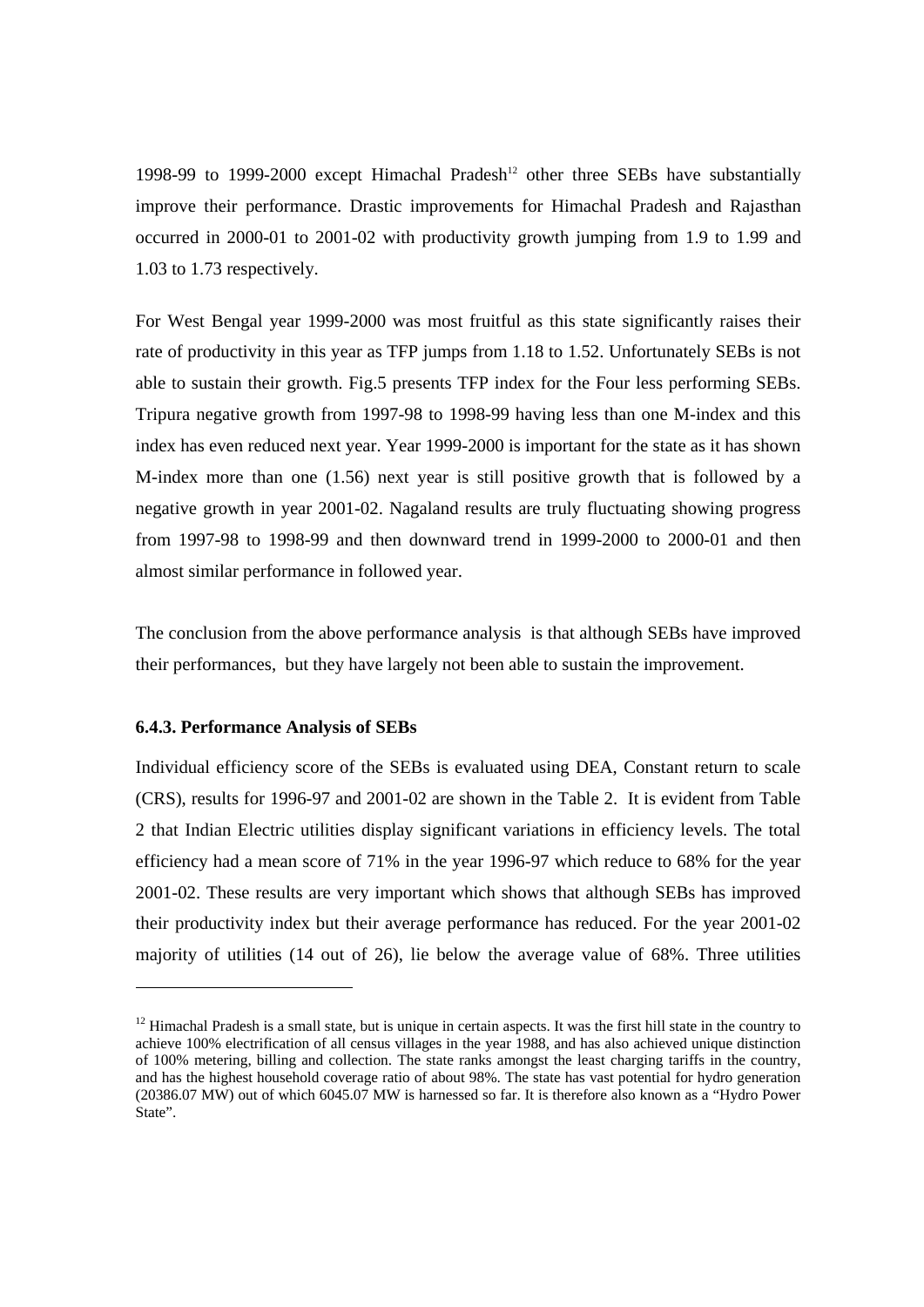1998-99 to 1999-2000 except Himachal Pradesh[12] other three SEBs have substantially improve their performance. Drastic improvements for Himachal Pradesh and Rajasthan occurred in 2000-01 to 2001-02 with productivity growth jumping from 1.9 to 1.99 and 1.03 to 1.73 respectively.

For West Bengal year 1999-2000 was most fruitful as this state significantly raises their rate of productivity in this year as TFP jumps from 1.18 to 1.52. Unfortunately SEBs is not able to sustain their growth. Fig.5 presents TFP index for the Four less performing SEBs. Tripura negative growth from 1997-98 to 1998-99 having less than one M-index and this index has even reduced next year. Year 1999-2000 is important for the state as it has shown M-index more than one (1.56) next year is still positive growth that is followed by a negative growth in year 2001-02. Nagaland results are truly fluctuating showing progress from 1997-98 to 1998-99 and then downward trend in 1999-2000 to 2000-01 and then almost similar performance in followed year.

The conclusion from the above performance analysis is that although SEBs have improved their performances, but they have largely not been able to sustain the improvement.

### 6.4.3. Performance Analysis of SEBs

Individual efficiency score of the SEBs is evaluated using DEA, Constant return to scale (CRS), results for 1996-97 and 2001-02 are shown in the Table 2. It is evident from Table 2 that Indian Electric utilities display significant variations in efficiency levels. The total efficiency had a mean score of 71% in the year 1996-97 which reduce to 68% for the year 2001-02. These results are very important which shows that although SEBs has improved their productivity index but their average performance has reduced. For the year 2001-02 majority of utilities (14 out of 26), lie below the average value of 68%. Three utilities

---

[12] Himachal Pradesh is a small state, but is unique in certain aspects. It was the first hill state in the country to achieve 100% electrification of all census villages in the year 1988, and has also achieved unique distinction of 100% metering, billing and collection. The state ranks amongst the least charging tariffs in the country, and has the highest household coverage ratio of about 98%. The state has vast potential for hydro generation (20386.07 MW) out of which 6045.07 MW is harnessed so far. It is therefore also known as a "Hydro Power State".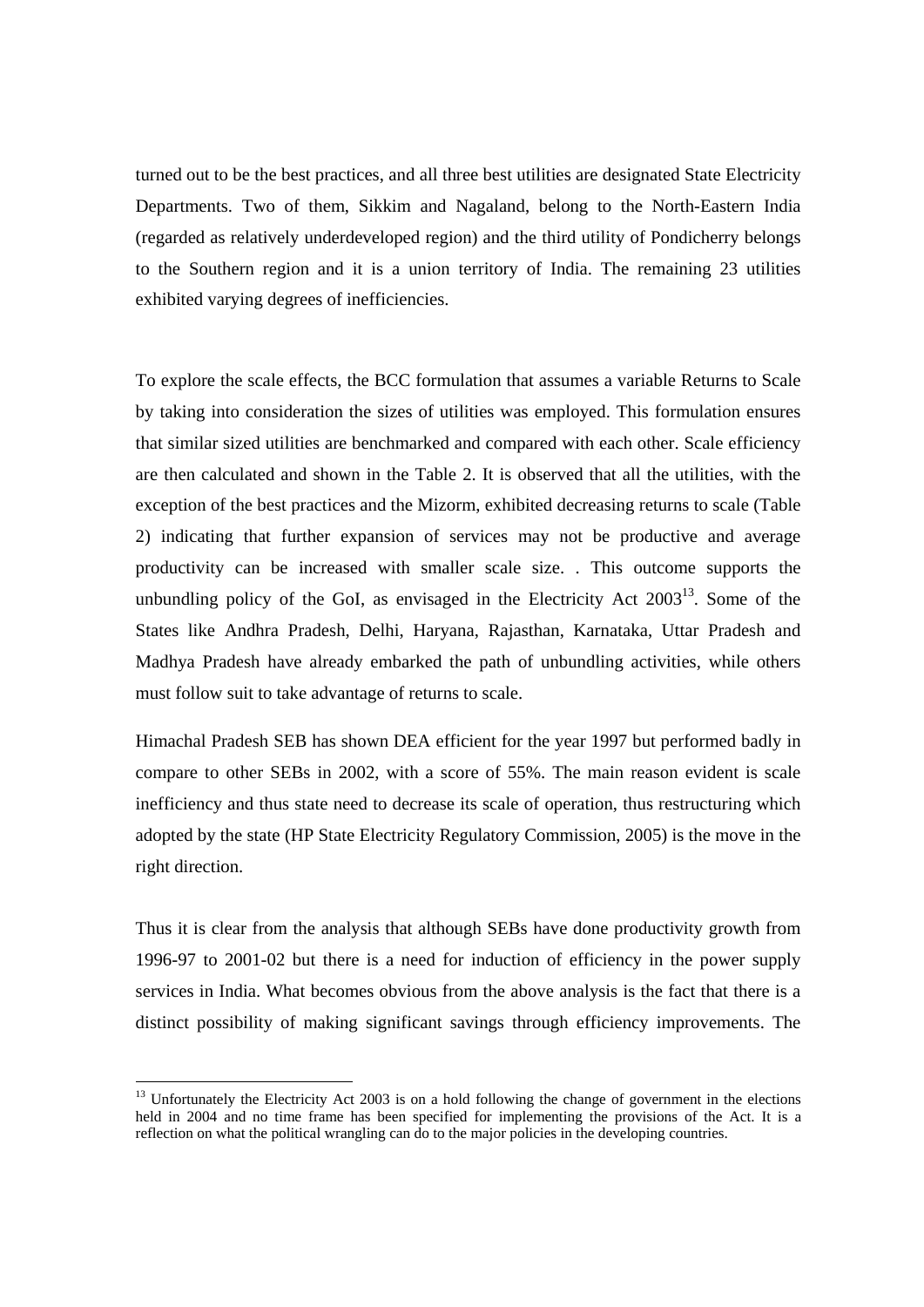turned out to be the best practices, and all three best utilities are designated State Electricity Departments. Two of them, Sikkim and Nagaland, belong to the North-Eastern India (regarded as relatively underdeveloped region) and the third utility of Pondicherry belongs to the Southern region and it is a union territory of India. The remaining 23 utilities exhibited varying degrees of inefficiencies.

To explore the scale effects, the BCC formulation that assumes a variable Returns to Scale by taking into consideration the sizes of utilities was employed. This formulation ensures that similar sized utilities are benchmarked and compared with each other. Scale efficiency are then calculated and shown in the Table 2. It is observed that all the utilities, with the exception of the best practices and the Mizorm, exhibited decreasing returns to scale (Table 2) indicating that further expansion of services may not be productive and average productivity can be increased with smaller scale size. . This outcome supports the unbundling policy of the GoI, as envisaged in the Electricity Act 2003[13]. Some of the States like Andhra Pradesh, Delhi, Haryana, Rajasthan, Karnataka, Uttar Pradesh and Madhya Pradesh have already embarked the path of unbundling activities, while others must follow suit to take advantage of returns to scale.

Himachal Pradesh SEB has shown DEA efficient for the year 1997 but performed badly in compare to other SEBs in 2002, with a score of 55%. The main reason evident is scale inefficiency and thus state need to decrease its scale of operation, thus restructuring which adopted by the state (HP State Electricity Regulatory Commission, 2005) is the move in the right direction.

Thus it is clear from the analysis that although SEBs have done productivity growth from 1996-97 to 2001-02 but there is a need for induction of efficiency in the power supply services in India. What becomes obvious from the above analysis is the fact that there is a distinct possibility of making significant savings through efficiency improvements. The

[13] Unfortunately the Electricity Act 2003 is on a hold following the change of government in the elections held in 2004 and no time frame has been specified for implementing the provisions of the Act. It is a reflection on what the political wrangling can do to the major policies in the developing countries.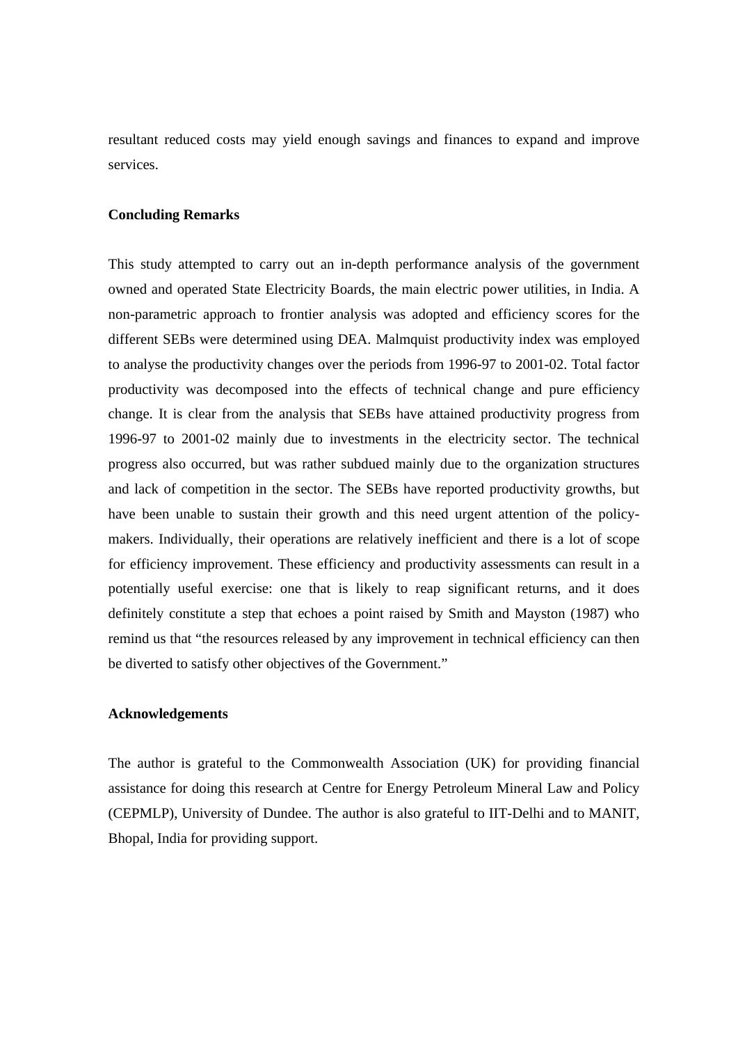resultant reduced costs may yield enough savings and finances to expand and improve services.

## Concluding Remarks

This study attempted to carry out an in-depth performance analysis of the government owned and operated State Electricity Boards, the main electric power utilities, in India. A non-parametric approach to frontier analysis was adopted and efficiency scores for the different SEBs were determined using DEA. Malmquist productivity index was employed to analyse the productivity changes over the periods from 1996-97 to 2001-02. Total factor productivity was decomposed into the effects of technical change and pure efficiency change. It is clear from the analysis that SEBs have attained productivity progress from 1996-97 to 2001-02 mainly due to investments in the electricity sector. The technical progress also occurred, but was rather subdued mainly due to the organization structures and lack of competition in the sector. The SEBs have reported productivity growths, but have been unable to sustain their growth and this need urgent attention of the policy-makers. Individually, their operations are relatively inefficient and there is a lot of scope for efficiency improvement. These efficiency and productivity assessments can result in a potentially useful exercise: one that is likely to reap significant returns, and it does definitely constitute a step that echoes a point raised by Smith and Mayston (1987) who remind us that "the resources released by any improvement in technical efficiency can then be diverted to satisfy other objectives of the Government."

## Acknowledgements

The author is grateful to the Commonwealth Association (UK) for providing financial assistance for doing this research at Centre for Energy Petroleum Mineral Law and Policy (CEPMLP), University of Dundee. The author is also grateful to IIT-Delhi and to MANIT, Bhopal, India for providing support.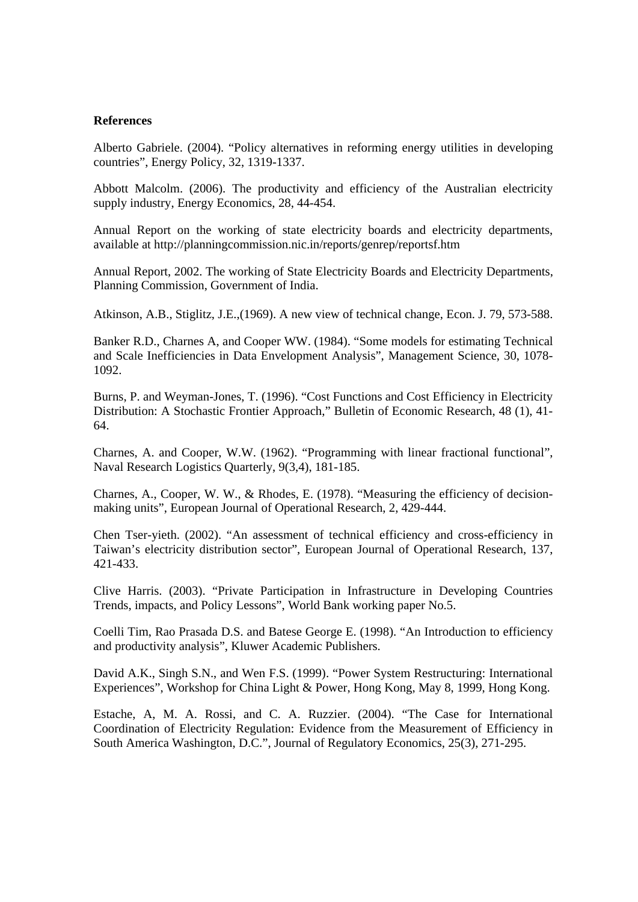**References**

Alberto Gabriele. (2004). "Policy alternatives in reforming energy utilities in developing countries", Energy Policy, 32, 1319-1337.

Abbott Malcolm. (2006). The productivity and efficiency of the Australian electricity supply industry, Energy Economics, 28, 44-454.

Annual Report on the working of state electricity boards and electricity departments, available at http://planningcommission.nic.in/reports/genrep/reportsf.htm

Annual Report, 2002. The working of State Electricity Boards and Electricity Departments, Planning Commission, Government of India.

Atkinson, A.B., Stiglitz, J.E.,(1969). A new view of technical change, Econ. J. 79, 573-588.

Banker R.D., Charnes A, and Cooper WW. (1984). "Some models for estimating Technical and Scale Inefficiencies in Data Envelopment Analysis", Management Science, 30, 1078-1092.

Burns, P. and Weyman-Jones, T. (1996). "Cost Functions and Cost Efficiency in Electricity Distribution: A Stochastic Frontier Approach," Bulletin of Economic Research, 48 (1), 41-64.

Charnes, A. and Cooper, W.W. (1962). "Programming with linear fractional functional", Naval Research Logistics Quarterly, 9(3,4), 181-185.

Charnes, A., Cooper, W. W., & Rhodes, E. (1978). "Measuring the efficiency of decision-making units", European Journal of Operational Research, 2, 429-444.

Chen Tser-yieth. (2002). "An assessment of technical efficiency and cross-efficiency in Taiwan's electricity distribution sector", European Journal of Operational Research, 137, 421-433.

Clive Harris. (2003). "Private Participation in Infrastructure in Developing Countries Trends, impacts, and Policy Lessons", World Bank working paper No.5.

Coelli Tim, Rao Prasada D.S. and Batese George E. (1998). "An Introduction to efficiency and productivity analysis", Kluwer Academic Publishers.

David A.K., Singh S.N., and Wen F.S. (1999). "Power System Restructuring: International Experiences", Workshop for China Light & Power, Hong Kong, May 8, 1999, Hong Kong.

Estache, A, M. A. Rossi, and C. A. Ruzzier. (2004). "The Case for International Coordination of Electricity Regulation: Evidence from the Measurement of Efficiency in South America Washington, D.C.", Journal of Regulatory Economics, 25(3), 271-295.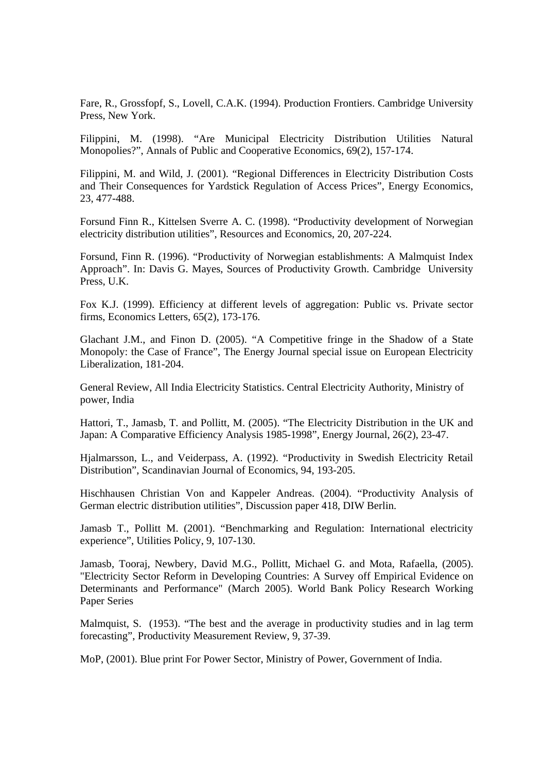Fare, R., Grossfopf, S., Lovell, C.A.K. (1994). Production Frontiers. Cambridge University Press, New York.

Filippini, M. (1998). “Are Municipal Electricity Distribution Utilities Natural Monopolies?”, Annals of Public and Cooperative Economics, 69(2), 157-174.

Filippini, M. and Wild, J. (2001). “Regional Differences in Electricity Distribution Costs and Their Consequences for Yardstick Regulation of Access Prices”, Energy Economics, 23, 477-488.

Forsund Finn R., Kittelsen Sverre A. C. (1998). “Productivity development of Norwegian electricity distribution utilities”, Resources and Economics, 20, 207-224.

Forsund, Finn R. (1996). “Productivity of Norwegian establishments: A Malmquist Index Approach”. In: Davis G. Mayes, Sources of Productivity Growth. Cambridge University Press, U.K.

Fox K.J. (1999). Efficiency at different levels of aggregation: Public vs. Private sector firms, Economics Letters, 65(2), 173-176.

Glachant J.M., and Finon D. (2005). “A Competitive fringe in the Shadow of a State Monopoly: the Case of France”, The Energy Journal special issue on European Electricity Liberalization, 181-204.

General Review, All India Electricity Statistics. Central Electricity Authority, Ministry of power, India

Hattori, T., Jamasb, T. and Pollitt, M. (2005). “The Electricity Distribution in the UK and Japan: A Comparative Efficiency Analysis 1985-1998”, Energy Journal, 26(2), 23-47.

Hjalmarsson, L., and Veiderpass, A. (1992). “Productivity in Swedish Electricity Retail Distribution”, Scandinavian Journal of Economics, 94, 193-205.

Hischhausen Christian Von and Kappeler Andreas. (2004). “Productivity Analysis of German electric distribution utilities”, Discussion paper 418, DIW Berlin.

Jamasb T., Pollitt M. (2001). “Benchmarking and Regulation: International electricity experience”, Utilities Policy, 9, 107-130.

Jamasb, Tooraj, Newbery, David M.G., Pollitt, Michael G. and Mota, Rafaella, (2005). "Electricity Sector Reform in Developing Countries: A Survey off Empirical Evidence on Determinants and Performance" (March 2005). World Bank Policy Research Working Paper Series

Malmquist, S. (1953). “The best and the average in productivity studies and in lag term forecasting”, Productivity Measurement Review, 9, 37-39.

MoP, (2001). Blue print For Power Sector, Ministry of Power, Government of India.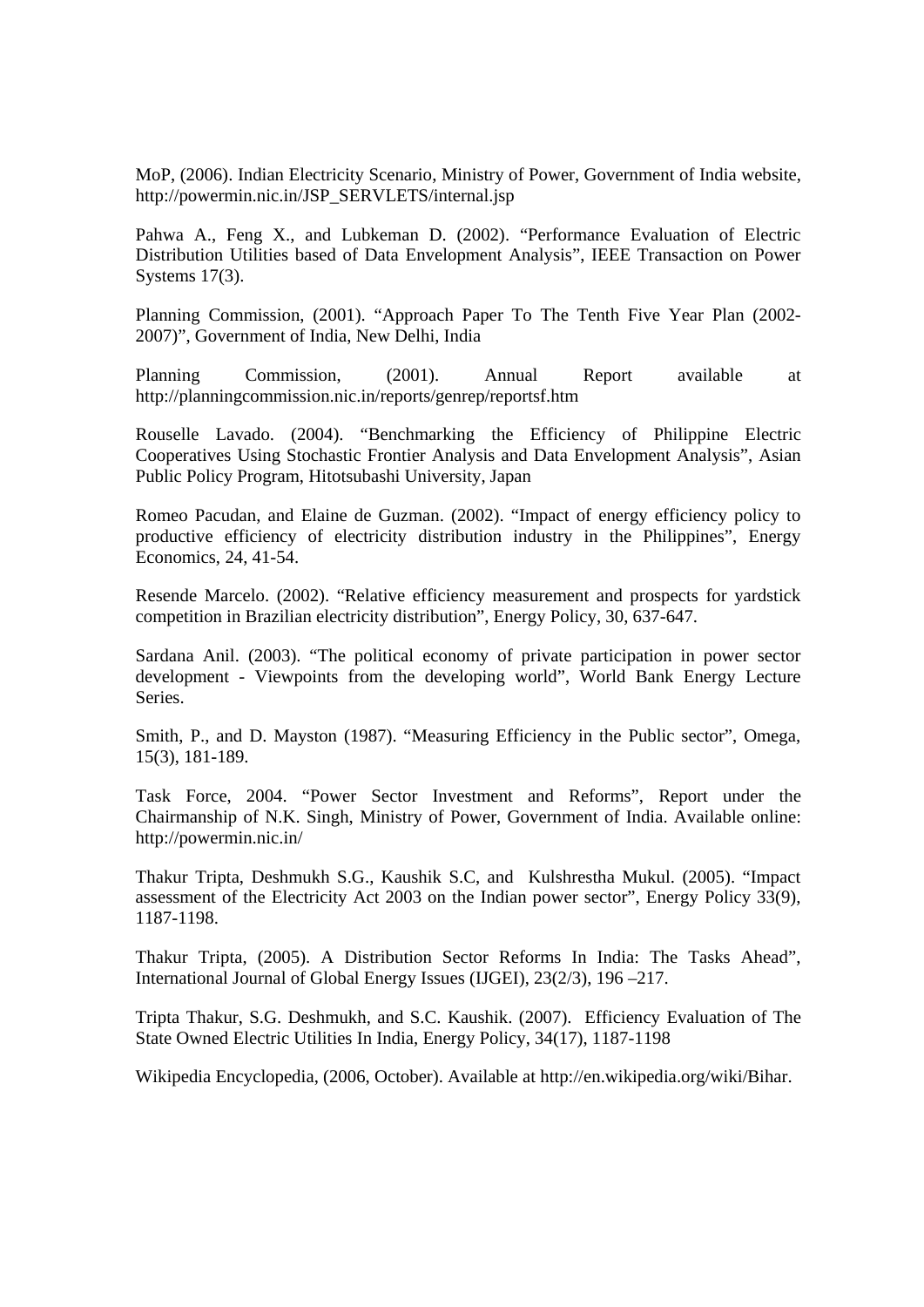MoP, (2006). Indian Electricity Scenario, Ministry of Power, Government of India website, http://powermin.nic.in/JSP_SERVLETS/internal.jsp

Pahwa A., Feng X., and Lubkeman D. (2002). "Performance Evaluation of Electric Distribution Utilities based of Data Envelopment Analysis", IEEE Transaction on Power Systems 17(3).

Planning Commission, (2001). "Approach Paper To The Tenth Five Year Plan (2002-2007)", Government of India, New Delhi, India

Planning Commission, (2001). Annual Report available at http://planningcommission.nic.in/reports/genrep/reportsf.htm

Rouselle Lavado. (2004). "Benchmarking the Efficiency of Philippine Electric Cooperatives Using Stochastic Frontier Analysis and Data Envelopment Analysis", Asian Public Policy Program, Hitotsubashi University, Japan

Romeo Pacudan, and Elaine de Guzman. (2002). "Impact of energy efficiency policy to productive efficiency of electricity distribution industry in the Philippines", Energy Economics, 24, 41-54.

Resende Marcelo. (2002). "Relative efficiency measurement and prospects for yardstick competition in Brazilian electricity distribution", Energy Policy, 30, 637-647.

Sardana Anil. (2003). "The political economy of private participation in power sector development - Viewpoints from the developing world", World Bank Energy Lecture Series.

Smith, P., and D. Mayston (1987). "Measuring Efficiency in the Public sector", Omega, 15(3), 181-189.

Task Force, 2004. "Power Sector Investment and Reforms", Report under the Chairmanship of N.K. Singh, Ministry of Power, Government of India. Available online: http://powermin.nic.in/

Thakur Tripta, Deshmukh S.G., Kaushik S.C, and Kulshrestha Mukul. (2005). "Impact assessment of the Electricity Act 2003 on the Indian power sector", Energy Policy 33(9), 1187-1198.

Thakur Tripta, (2005). A Distribution Sector Reforms In India: The Tasks Ahead", International Journal of Global Energy Issues (IJGEI), 23(2/3), 196 –217.

Tripta Thakur, S.G. Deshmukh, and S.C. Kaushik. (2007). Efficiency Evaluation of The State Owned Electric Utilities In India, Energy Policy, 34(17), 1187-1198

Wikipedia Encyclopedia, (2006, October). Available at http://en.wikipedia.org/wiki/Bihar.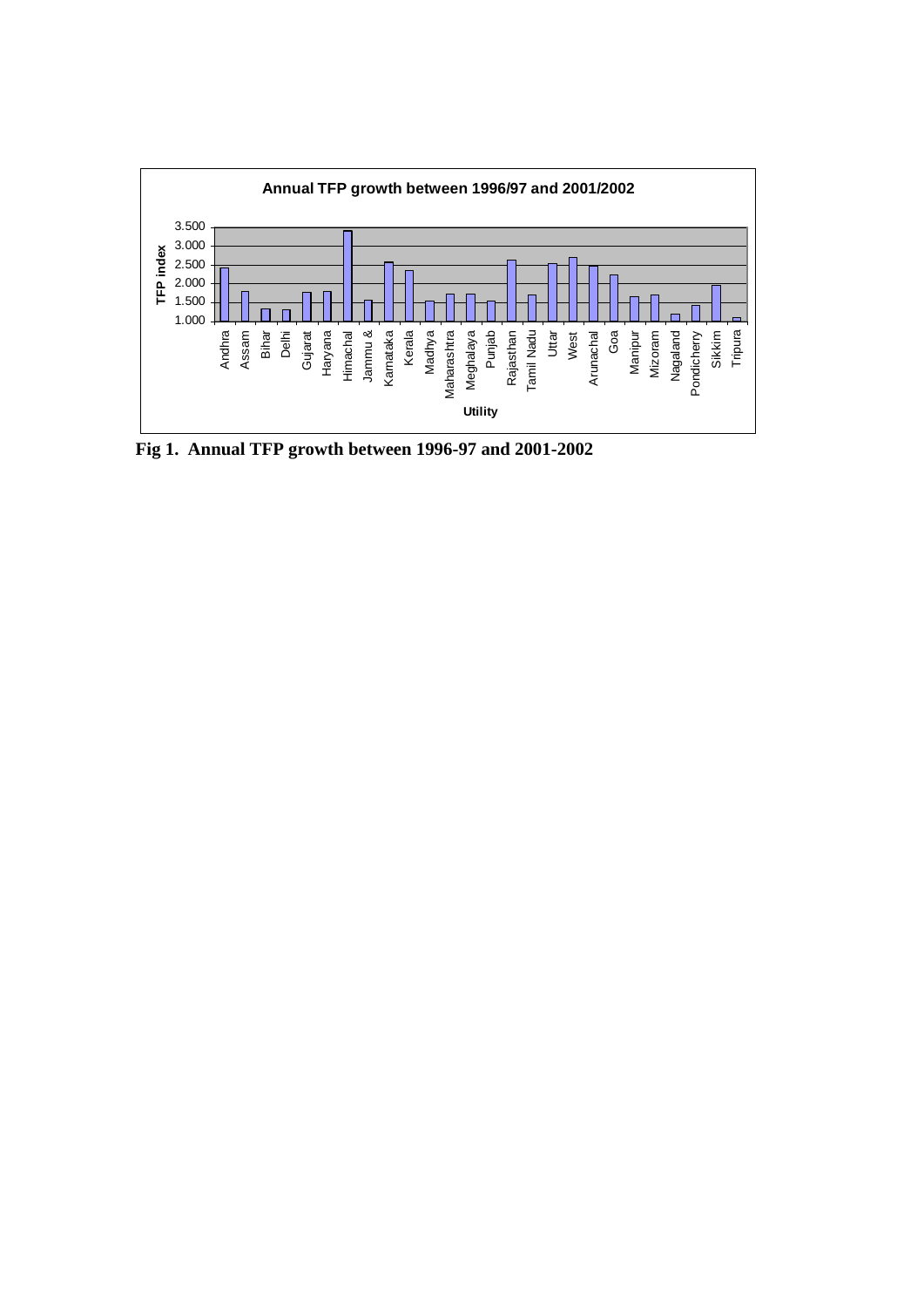Fig 1. Annual TFP growth between 1996-97 and 2001-2002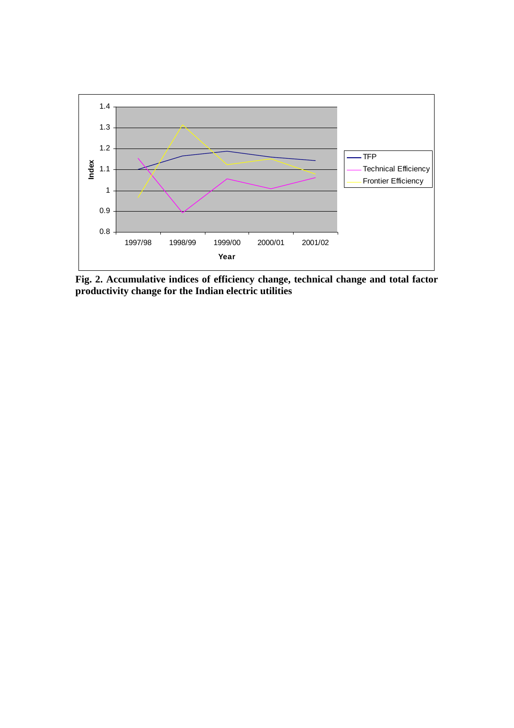**Fig. 2. Accumulative indices of efficiency change, technical change and total factor productivity change for the Indian electric utilities**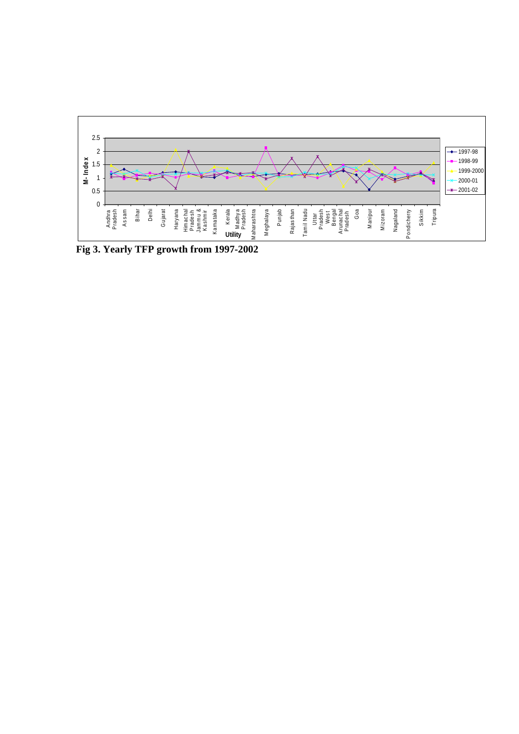Fig 3. Yearly TFP growth from 1997-2002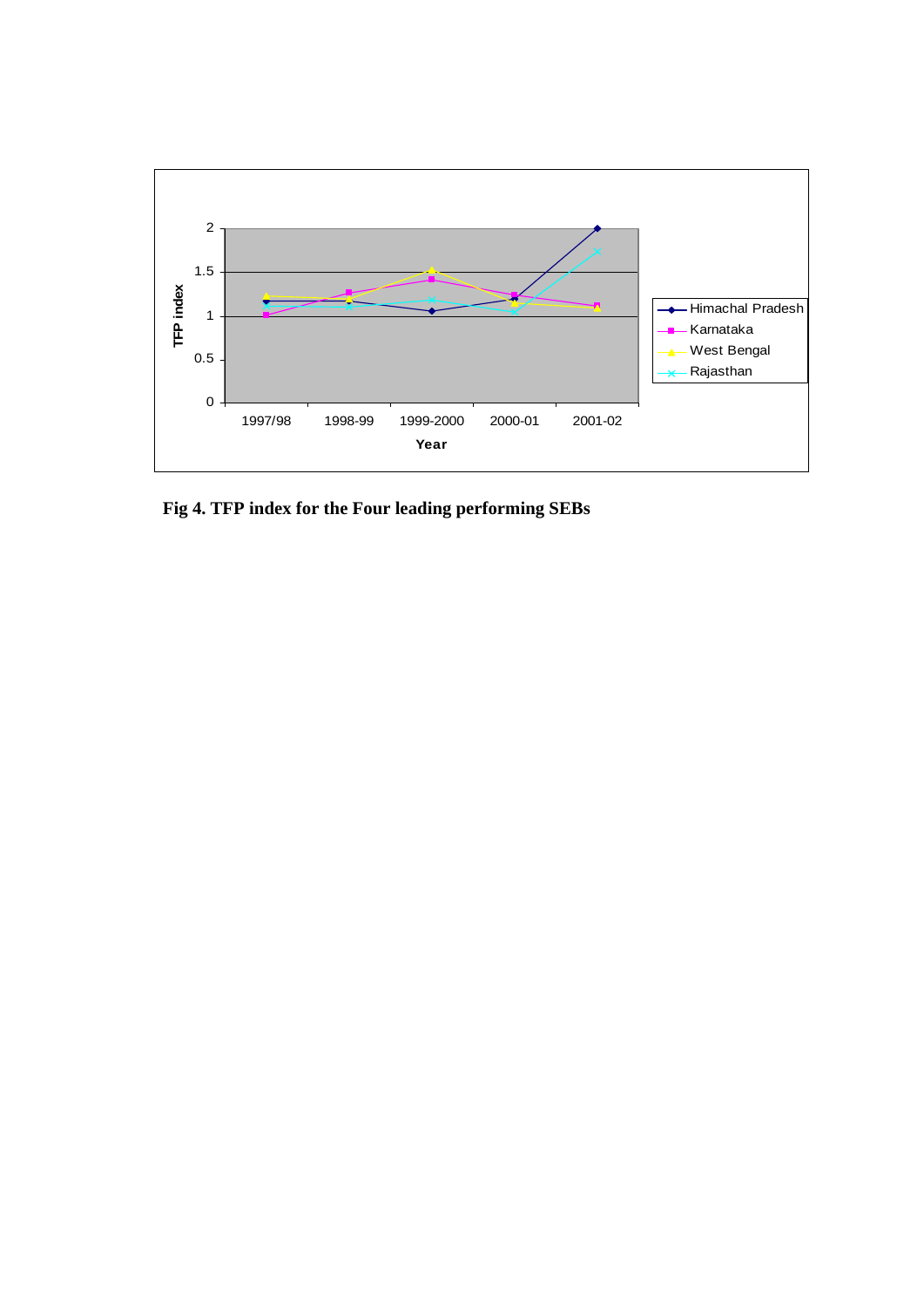**Fig 4. TFP index for the Four leading performing SEBs**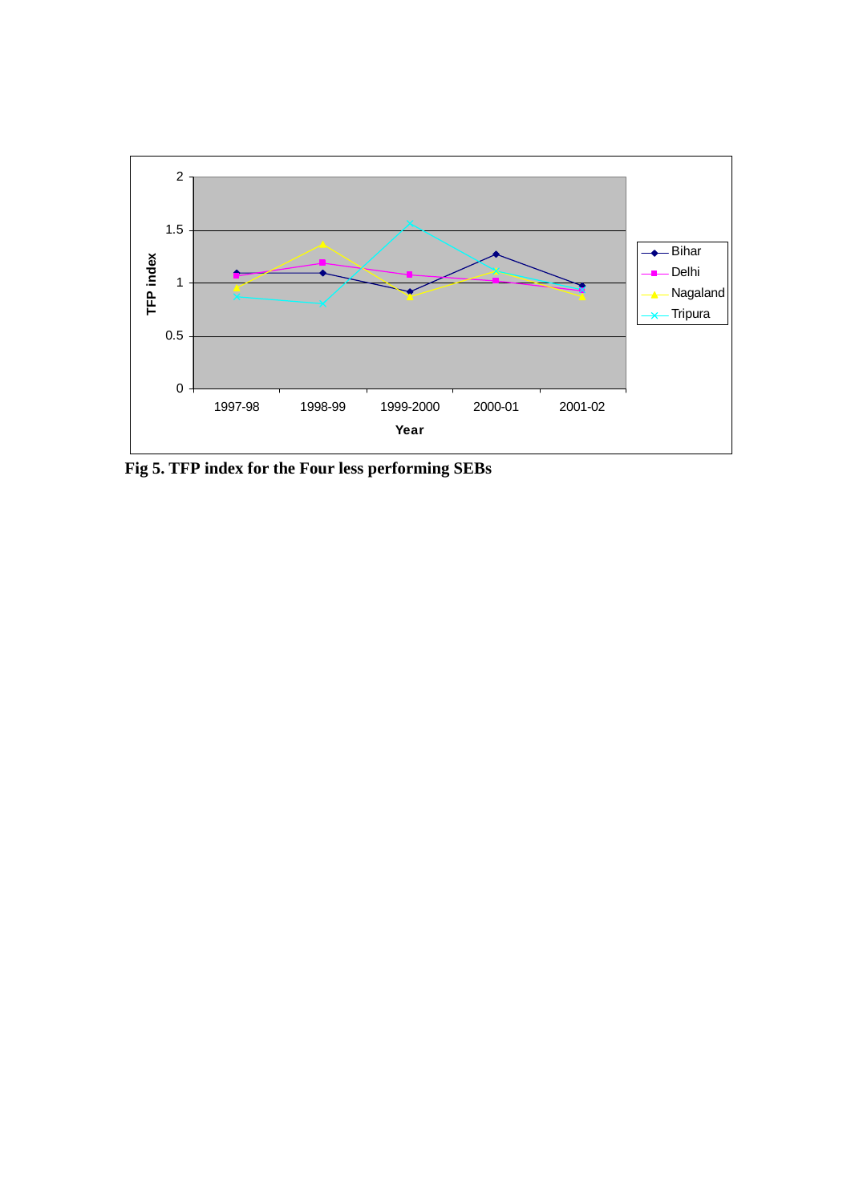Fig 5. TFP index for the Four less performing SEBs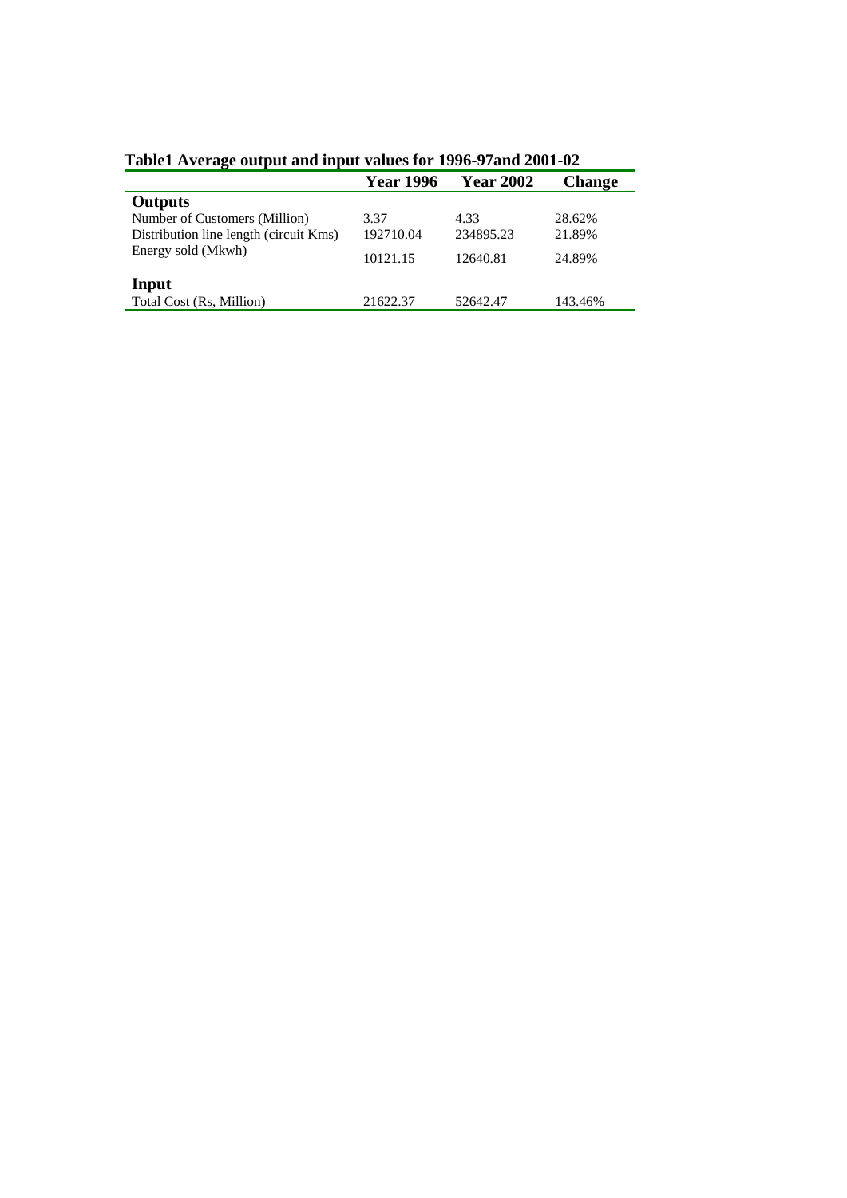**Table1 Average output and input values for 1996-97and 2001-02**

| | Year 1996 | Year 2002 | Change |
|---|---|---|---|
| **Outputs** | | | |
| Number of Customers (Million) | 3.37 | 4.33 | 28.62% |
| Distribution line length (circuit Kms) | 192710.04 | 234895.23 | 21.89% |
| Energy sold (Mkwh) | 10121.15 | 12640.81 | 24.89% |
| **Input** | | | |
| Total Cost (Rs, Million) | 21622.37 | 52642.47 | 143.46% |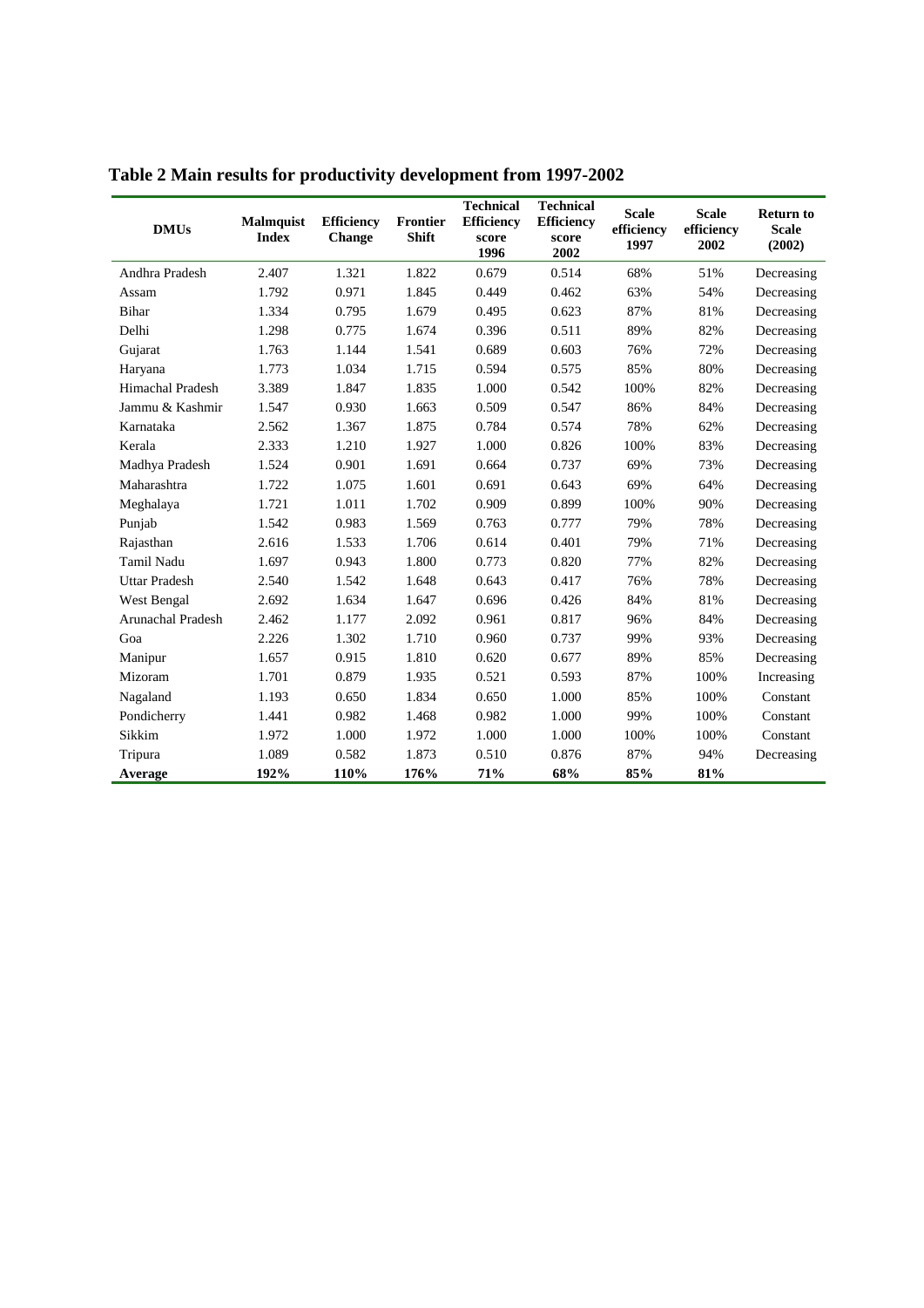# Table 2 Main results for productivity development from 1997-2002

| DMUs | Malmquist Index | Efficiency Change | Frontier Shift | Technical Efficiency score 1996 | Technical Efficiency score 2002 | Scale efficiency 1997 | Scale efficiency 2002 | Return to Scale (2002) |
|---|---|---|---|---|---|---|---|---|
| Andhra Pradesh | 2.407 | 1.321 | 1.822 | 0.679 | 0.514 | 68% | 51% | Decreasing |
| Assam | 1.792 | 0.971 | 1.845 | 0.449 | 0.462 | 63% | 54% | Decreasing |
| Bihar | 1.334 | 0.795 | 1.679 | 0.495 | 0.623 | 87% | 81% | Decreasing |
| Delhi | 1.298 | 0.775 | 1.674 | 0.396 | 0.511 | 89% | 82% | Decreasing |
| Gujarat | 1.763 | 1.144 | 1.541 | 0.689 | 0.603 | 76% | 72% | Decreasing |
| Haryana | 1.773 | 1.034 | 1.715 | 0.594 | 0.575 | 85% | 80% | Decreasing |
| Himachal Pradesh | 3.389 | 1.847 | 1.835 | 1.000 | 0.542 | 100% | 82% | Decreasing |
| Jammu & Kashmir | 1.547 | 0.930 | 1.663 | 0.509 | 0.547 | 86% | 84% | Decreasing |
| Karnataka | 2.562 | 1.367 | 1.875 | 0.784 | 0.574 | 78% | 62% | Decreasing |
| Kerala | 2.333 | 1.210 | 1.927 | 1.000 | 0.826 | 100% | 83% | Decreasing |
| Madhya Pradesh | 1.524 | 0.901 | 1.691 | 0.664 | 0.737 | 69% | 73% | Decreasing |
| Maharashtra | 1.722 | 1.075 | 1.601 | 0.691 | 0.643 | 69% | 64% | Decreasing |
| Meghalaya | 1.721 | 1.011 | 1.702 | 0.909 | 0.899 | 100% | 90% | Decreasing |
| Punjab | 1.542 | 0.983 | 1.569 | 0.763 | 0.777 | 79% | 78% | Decreasing |
| Rajasthan | 2.616 | 1.533 | 1.706 | 0.614 | 0.401 | 79% | 71% | Decreasing |
| Tamil Nadu | 1.697 | 0.943 | 1.800 | 0.773 | 0.820 | 77% | 82% | Decreasing |
| Uttar Pradesh | 2.540 | 1.542 | 1.648 | 0.643 | 0.417 | 76% | 78% | Decreasing |
| West Bengal | 2.692 | 1.634 | 1.647 | 0.696 | 0.426 | 84% | 81% | Decreasing |
| Arunachal Pradesh | 2.462 | 1.177 | 2.092 | 0.961 | 0.817 | 96% | 84% | Decreasing |
| Goa | 2.226 | 1.302 | 1.710 | 0.960 | 0.737 | 99% | 93% | Decreasing |
| Manipur | 1.657 | 0.915 | 1.810 | 0.620 | 0.677 | 89% | 85% | Decreasing |
| Mizoram | 1.701 | 0.879 | 1.935 | 0.521 | 0.593 | 87% | 100% | Increasing |
| Nagaland | 1.193 | 0.650 | 1.834 | 0.650 | 1.000 | 85% | 100% | Constant |
| Pondicherry | 1.441 | 0.982 | 1.468 | 0.982 | 1.000 | 99% | 100% | Constant |
| Sikkim | 1.972 | 1.000 | 1.972 | 1.000 | 1.000 | 100% | 100% | Constant |
| Tripura | 1.089 | 0.582 | 1.873 | 0.510 | 0.876 | 87% | 94% | Decreasing |
| **Average** | **192%** | **110%** | **176%** | **71%** | **68%** | **85%** | **81%** | |